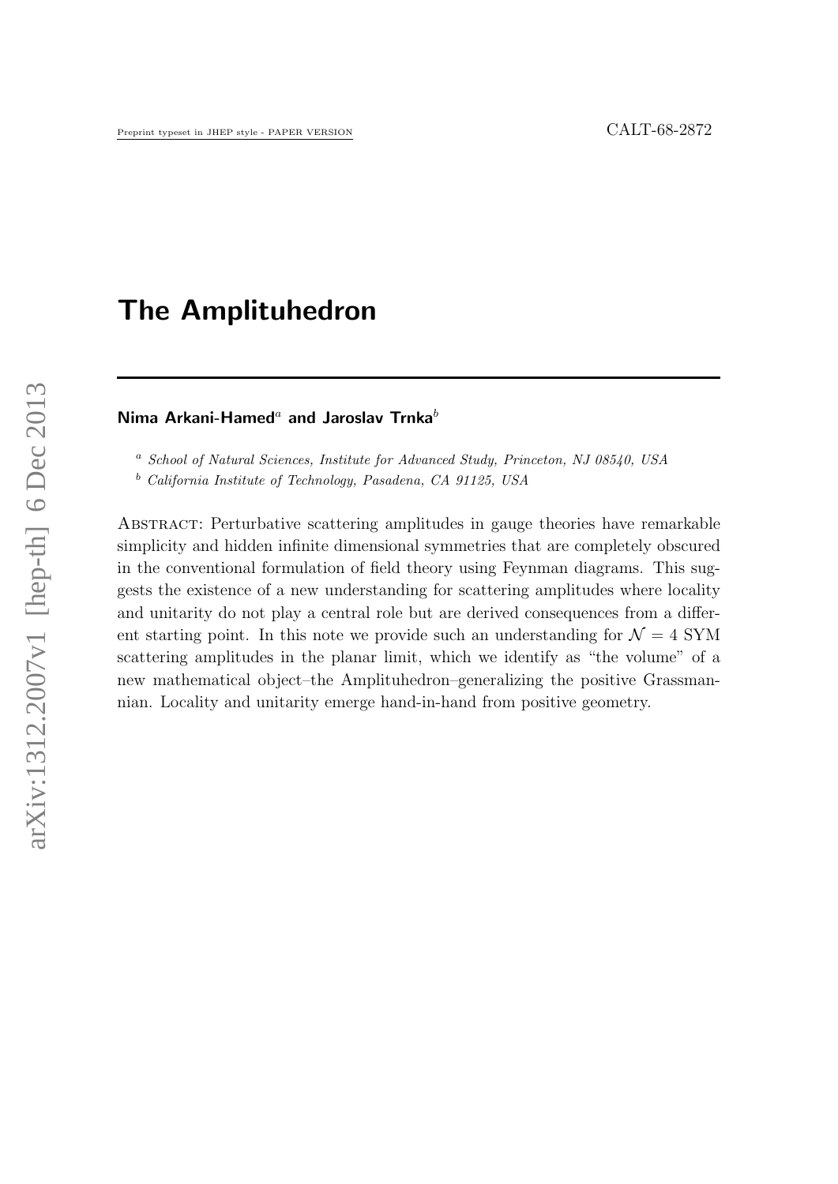# The Amplituhedron

**Nima Arkani-Hamed**[a] **and Jaroslav Trnka**[b]

[a] *School of Natural Sciences, Institute for Advanced Study, Princeton, NJ 08540, USA*

[b] *California Institute of Technology, Pasadena, CA 91125, USA*

Abstract: Perturbative scattering amplitudes in gauge theories have remarkable simplicity and hidden infinite dimensional symmetries that are completely obscured in the conventional formulation of field theory using Feynman diagrams. This suggests the existence of a new understanding for scattering amplitudes where locality and unitarity do not play a central role but are derived consequences from a different starting point. In this note we provide such an understanding for $\mathcal{N} = 4$ SYM scattering amplitudes in the planar limit, which we identify as "the volume" of a new mathematical object–the Amplituhedron–generalizing the positive Grassmannian. Locality and unitarity emerge hand-in-hand from positive geometry.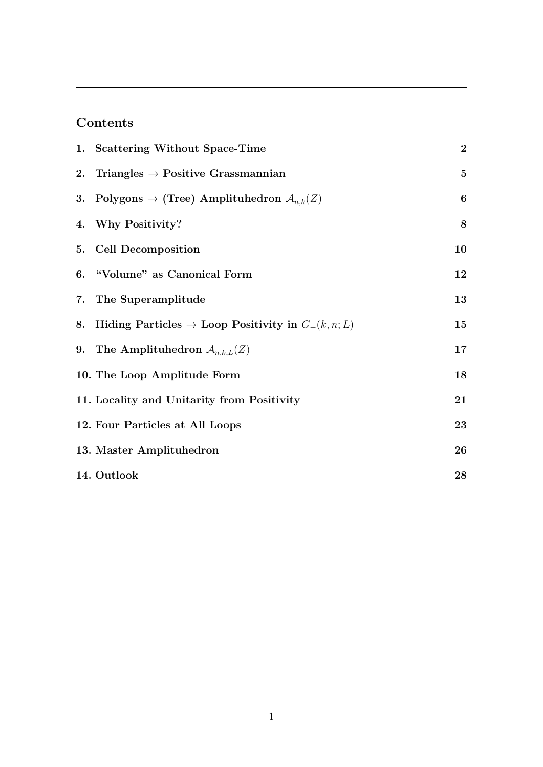## Contents

1. **Scattering Without Space-Time** — 2
2. **Triangles → Positive Grassmannian** — 5
3. **Polygons → (Tree) Amplituhedron $\mathcal{A}_{n,k}(Z)$** — 6
4. **Why Positivity?** — 8
5. **Cell Decomposition** — 10
6. **"Volume" as Canonical Form** — 12
7. **The Superamplitude** — 13
8. **Hiding Particles → Loop Positivity in $G_+(k, n; L)$** — 15
9. **The Amplituhedron $\mathcal{A}_{n,k,L}(Z)$** — 17
10. **The Loop Amplitude Form** — 18
11. **Locality and Unitarity from Positivity** — 21
12. **Four Particles at All Loops** — 23
13. **Master Amplituhedron** — 26
14. **Outlook** — 28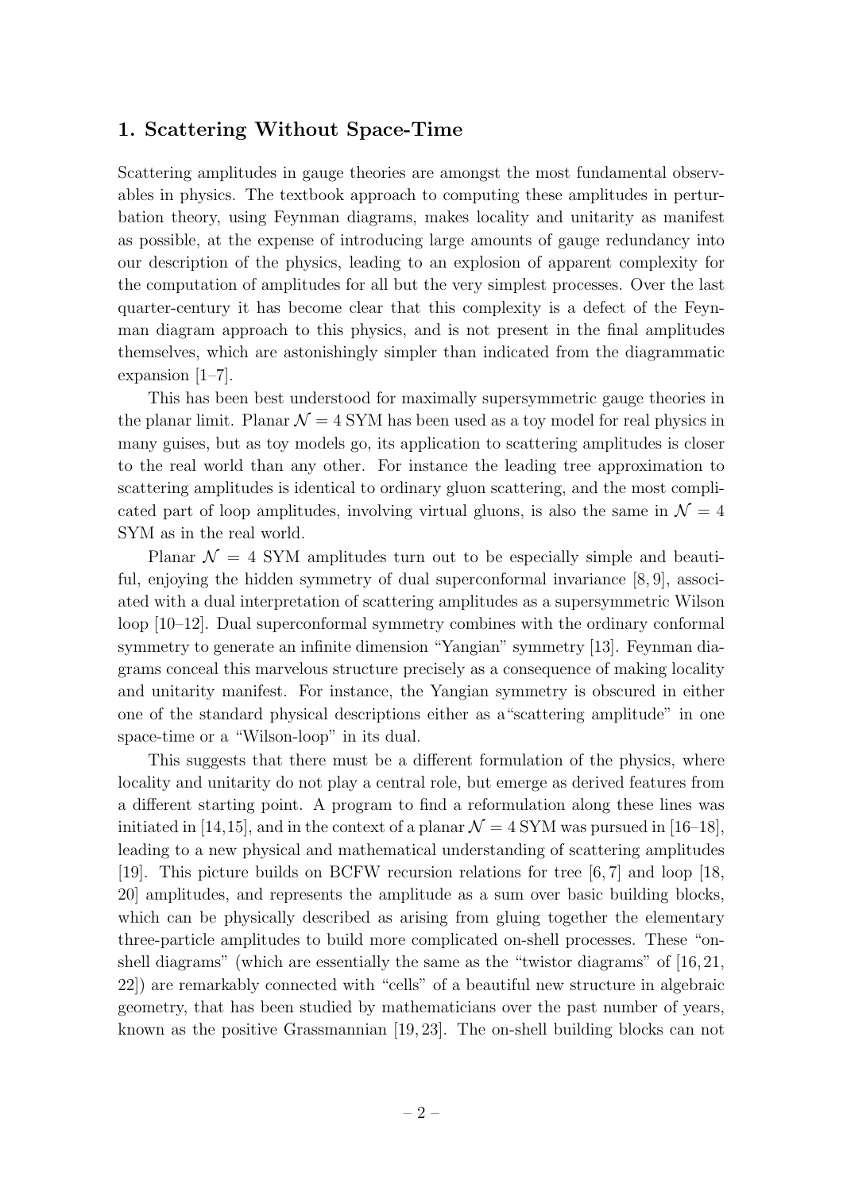## 1. Scattering Without Space-Time

Scattering amplitudes in gauge theories are amongst the most fundamental observables in physics. The textbook approach to computing these amplitudes in perturbation theory, using Feynman diagrams, makes locality and unitarity as manifest as possible, at the expense of introducing large amounts of gauge redundancy into our description of the physics, leading to an explosion of apparent complexity for the computation of amplitudes for all but the very simplest processes. Over the last quarter-century it has become clear that this complexity is a defect of the Feynman diagram approach to this physics, and is not present in the final amplitudes themselves, which are astonishingly simpler than indicated from the diagrammatic expansion [1–7].

This has been best understood for maximally supersymmetric gauge theories in the planar limit. Planar $\mathcal{N} = 4$ SYM has been used as a toy model for real physics in many guises, but as toy models go, its application to scattering amplitudes is closer to the real world than any other. For instance the leading tree approximation to scattering amplitudes is identical to ordinary gluon scattering, and the most complicated part of loop amplitudes, involving virtual gluons, is also the same in $\mathcal{N} = 4$ SYM as in the real world.

Planar $\mathcal{N} = 4$ SYM amplitudes turn out to be especially simple and beautiful, enjoying the hidden symmetry of dual superconformal invariance [8, 9], associated with a dual interpretation of scattering amplitudes as a supersymmetric Wilson loop [10–12]. Dual superconformal symmetry combines with the ordinary conformal symmetry to generate an infinite dimension "Yangian" symmetry [13]. Feynman diagrams conceal this marvelous structure precisely as a consequence of making locality and unitarity manifest. For instance, the Yangian symmetry is obscured in either one of the standard physical descriptions either as a"scattering amplitude" in one space-time or a "Wilson-loop" in its dual.

This suggests that there must be a different formulation of the physics, where locality and unitarity do not play a central role, but emerge as derived features from a different starting point. A program to find a reformulation along these lines was initiated in [14,15], and in the context of a planar $\mathcal{N} = 4$ SYM was pursued in [16–18], leading to a new physical and mathematical understanding of scattering amplitudes [19]. This picture builds on BCFW recursion relations for tree [6, 7] and loop [18, 20] amplitudes, and represents the amplitude as a sum over basic building blocks, which can be physically described as arising from gluing together the elementary three-particle amplitudes to build more complicated on-shell processes. These "on-shell diagrams" (which are essentially the same as the "twistor diagrams" of [16, 21, 22]) are remarkably connected with "cells" of a beautiful new structure in algebraic geometry, that has been studied by mathematicians over the past number of years, known as the positive Grassmannian [19, 23]. The on-shell building blocks can not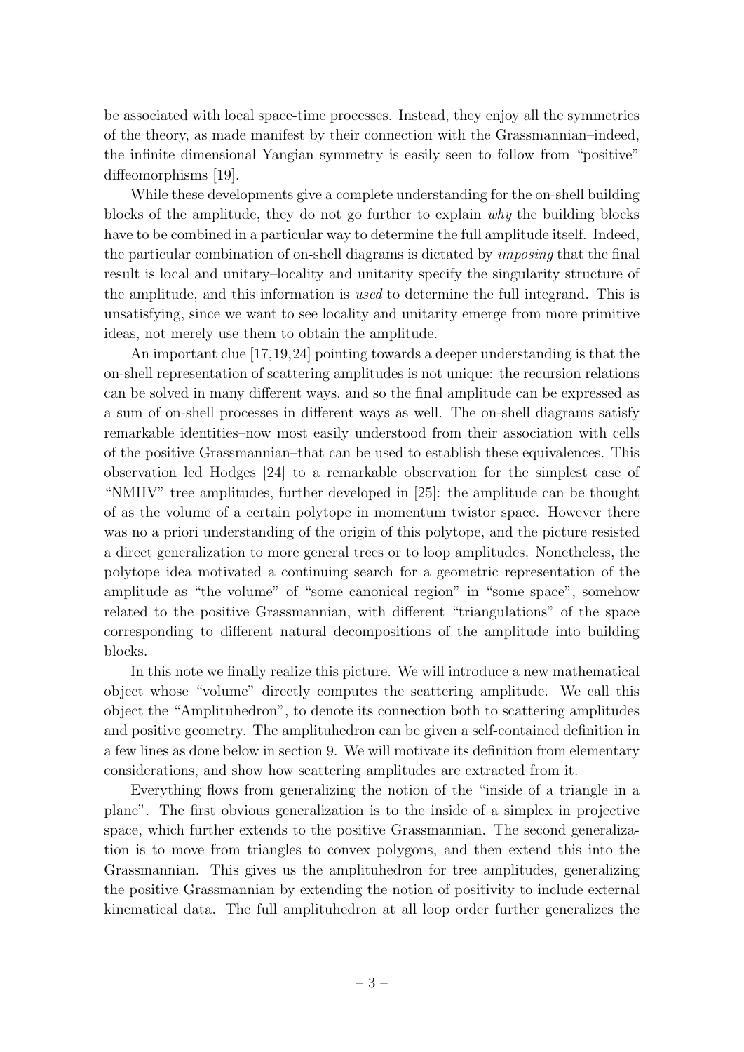be associated with local space-time processes. Instead, they enjoy all the symmetries of the theory, as made manifest by their connection with the Grassmannian–indeed, the infinite dimensional Yangian symmetry is easily seen to follow from "positive" diffeomorphisms [19].

While these developments give a complete understanding for the on-shell building blocks of the amplitude, they do not go further to explain *why* the building blocks have to be combined in a particular way to determine the full amplitude itself. Indeed, the particular combination of on-shell diagrams is dictated by *imposing* that the final result is local and unitary–locality and unitarity specify the singularity structure of the amplitude, and this information is *used* to determine the full integrand. This is unsatisfying, since we want to see locality and unitarity emerge from more primitive ideas, not merely use them to obtain the amplitude.

An important clue [17,19,24] pointing towards a deeper understanding is that the on-shell representation of scattering amplitudes is not unique: the recursion relations can be solved in many different ways, and so the final amplitude can be expressed as a sum of on-shell processes in different ways as well. The on-shell diagrams satisfy remarkable identities–now most easily understood from their association with cells of the positive Grassmannian–that can be used to establish these equivalences. This observation led Hodges [24] to a remarkable observation for the simplest case of "NMHV" tree amplitudes, further developed in [25]: the amplitude can be thought of as the volume of a certain polytope in momentum twistor space. However there was no a priori understanding of the origin of this polytope, and the picture resisted a direct generalization to more general trees or to loop amplitudes. Nonetheless, the polytope idea motivated a continuing search for a geometric representation of the amplitude as "the volume" of "some canonical region" in "some space", somehow related to the positive Grassmannian, with different "triangulations" of the space corresponding to different natural decompositions of the amplitude into building blocks.

In this note we finally realize this picture. We will introduce a new mathematical object whose "volume" directly computes the scattering amplitude. We call this object the "Amplituhedron", to denote its connection both to scattering amplitudes and positive geometry. The amplituhedron can be given a self-contained definition in a few lines as done below in section 9. We will motivate its definition from elementary considerations, and show how scattering amplitudes are extracted from it.

Everything flows from generalizing the notion of the "inside of a triangle in a plane". The first obvious generalization is to the inside of a simplex in projective space, which further extends to the positive Grassmannian. The second generalization is to move from triangles to convex polygons, and then extend this into the Grassmannian. This gives us the amplituhedron for tree amplitudes, generalizing the positive Grassmannian by extending the notion of positivity to include external kinematical data. The full amplituhedron at all loop order further generalizes the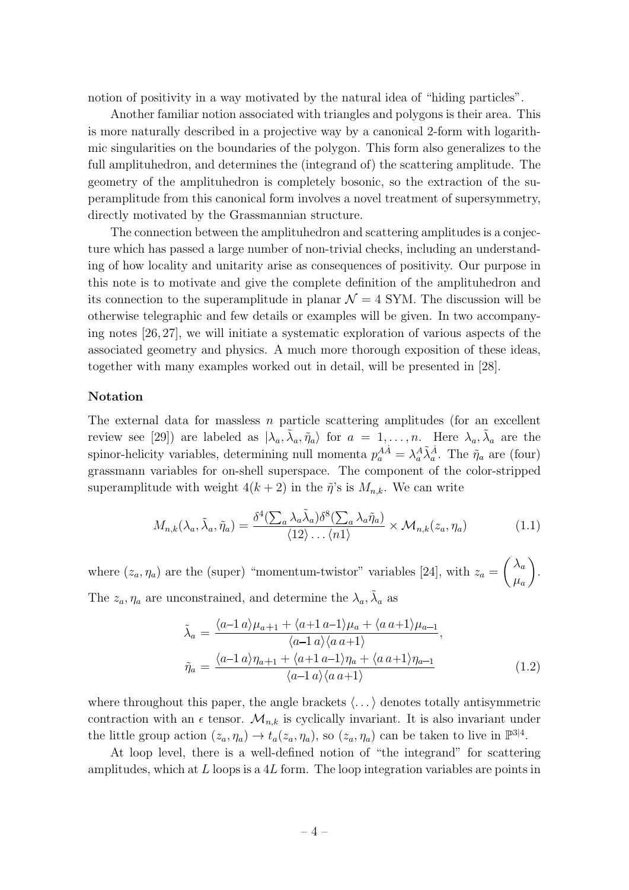notion of positivity in a way motivated by the natural idea of "hiding particles".

Another familiar notion associated with triangles and polygons is their area. This is more naturally described in a projective way by a canonical 2-form with logarithmic singularities on the boundaries of the polygon. This form also generalizes to the full amplituhedron, and determines the (integrand of) the scattering amplitude. The geometry of the amplituhedron is completely bosonic, so the extraction of the superamplitude from this canonical form involves a novel treatment of supersymmetry, directly motivated by the Grassmannian structure.

The connection between the amplituhedron and scattering amplitudes is a conjecture which has passed a large number of non-trivial checks, including an understanding of how locality and unitarity arise as consequences of positivity. Our purpose in this note is to motivate and give the complete definition of the amplituhedron and its connection to the superamplitude in planar $\mathcal{N} = 4$ SYM. The discussion will be otherwise telegraphic and few details or examples will be given. In two accompanying notes [26, 27], we will initiate a systematic exploration of various aspects of the associated geometry and physics. A much more thorough exposition of these ideas, together with many examples worked out in detail, will be presented in [28].

**Notation**

The external data for massless $n$ particle scattering amplitudes (for an excellent review see [29]) are labeled as $|\lambda_a, \tilde{\lambda}_a, \tilde{\eta}_a\rangle$ for $a = 1, \ldots, n$. Here $\lambda_a, \tilde{\lambda}_a$ are the spinor-helicity variables, determining null momenta $p_a^{A\dot{A}} = \lambda_a^A \tilde{\lambda}_a^{\dot{A}}$. The $\tilde{\eta}_a$ are (four) grassmann variables for on-shell superspace. The component of the color-stripped superamplitude with weight $4(k+2)$ in the $\tilde{\eta}$'s is $M_{n,k}$. We can write

$$M_{n,k}(\lambda_a, \tilde{\lambda}_a, \tilde{\eta}_a) = \frac{\delta^4(\sum_a \lambda_a \tilde{\lambda}_a)\delta^8(\sum_a \lambda_a \tilde{\eta}_a)}{\langle 12 \rangle \ldots \langle n1 \rangle} \times \mathcal{M}_{n,k}(z_a, \eta_a) \tag{1.1}$$

where $(z_a, \eta_a)$ are the (super) "momentum-twistor" variables [24], with $z_a = \begin{pmatrix} \lambda_a \\ \mu_a \end{pmatrix}$. The $z_a, \eta_a$ are unconstrained, and determine the $\lambda_a, \tilde{\lambda}_a$ as

$$\begin{aligned}
\tilde{\lambda}_a &= \frac{\langle a\text{-}1\, a\rangle \mu_{a+1} + \langle a\text{+}1\, a\text{-}1\rangle \mu_a + \langle a\, a\text{+}1\rangle \mu_{a-1}}{\langle a\text{-}1\, a\rangle \langle a\, a\text{+}1\rangle}, \\
\tilde{\eta}_a &= \frac{\langle a\text{-}1\, a\rangle \eta_{a+1} + \langle a\text{+}1\, a\text{-}1\rangle \eta_a + \langle a\, a\text{+}1\rangle \eta_{a-1}}{\langle a\text{-}1\, a\rangle \langle a\, a\text{+}1\rangle}
\end{aligned} \tag{1.2}$$

where throughout this paper, the angle brackets $\langle \ldots \rangle$ denotes totally antisymmetric contraction with an $\epsilon$ tensor. $\mathcal{M}_{n,k}$ is cyclically invariant. It is also invariant under the little group action $(z_a, \eta_a) \to t_a(z_a, \eta_a)$, so $(z_a, \eta_a)$ can be taken to live in $\mathbb{P}^{3|4}$.

At loop level, there is a well-defined notion of "the integrand" for scattering amplitudes, which at $L$ loops is a $4L$ form. The loop integration variables are points in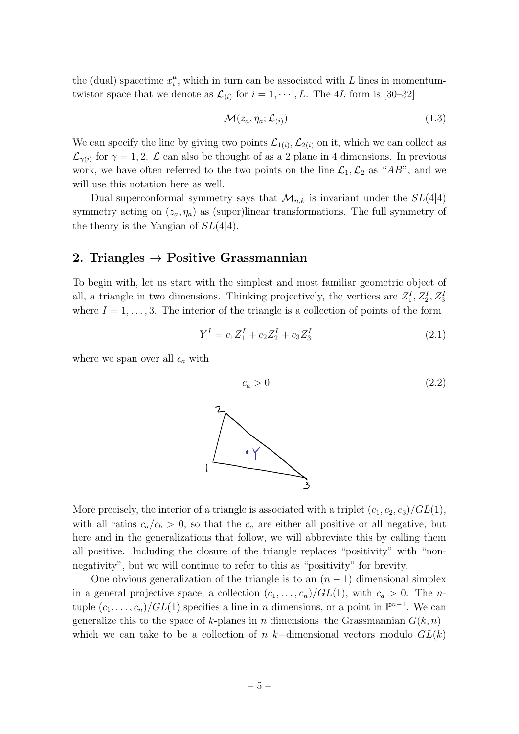the (dual) spacetime $x^\mu_i$, which in turn can be associated with $L$ lines in momentum-twistor space that we denote as $\mathcal{L}_{(i)}$ for $i = 1, \cdots, L$. The $4L$ form is [30–32]

$$\mathcal{M}(z_a, \eta_a; \mathcal{L}_{(i)}) \tag{1.3}$$

We can specify the line by giving two points $\mathcal{L}_{1(i)}, \mathcal{L}_{2(i)}$ on it, which we can collect as $\mathcal{L}_{\gamma(i)}$ for $\gamma = 1, 2$. $\mathcal{L}$ can also be thought of as a 2 plane in 4 dimensions. In previous work, we have often referred to the two points on the line $\mathcal{L}_1, \mathcal{L}_2$ as "$AB$", and we will use this notation here as well.

Dual superconformal symmetry says that $\mathcal{M}_{n,k}$ is invariant under the $SL(4|4)$ symmetry acting on $(z_a, \eta_a)$ as (super)linear transformations. The full symmetry of the theory is the Yangian of $SL(4|4)$.

## 2. Triangles → Positive Grassmannian

To begin with, let us start with the simplest and most familiar geometric object of all, a triangle in two dimensions. Thinking projectively, the vertices are $Z^I_1, Z^I_2, Z^I_3$ where $I = 1, \ldots, 3$. The interior of the triangle is a collection of points of the form

$$Y^I = c_1 Z^I_1 + c_2 Z^I_2 + c_3 Z^I_3 \tag{2.1}$$

where we span over all $c_a$ with

$$c_a > 0 \tag{2.2}$$

More precisely, the interior of a triangle is associated with a triplet $(c_1, c_2, c_3)/GL(1)$, with all ratios $c_a/c_b > 0$, so that the $c_a$ are either all positive or all negative, but here and in the generalizations that follow, we will abbreviate this by calling them all positive. Including the closure of the triangle replaces "positivity" with "non-negativity", but we will continue to refer to this as "positivity" for brevity.

One obvious generalization of the triangle is to an $(n-1)$ dimensional simplex in a general projective space, a collection $(c_1, \ldots, c_n)/GL(1)$, with $c_a > 0$. The $n$-tuple $(c_1, \ldots, c_n)/GL(1)$ specifies a line in $n$ dimensions, or a point in $\mathbb{P}^{n-1}$. We can generalize this to the space of $k$-planes in $n$ dimensions–the Grassmannian $G(k, n)$–which we can take to be a collection of $n$ $k-$dimensional vectors modulo $GL(k)$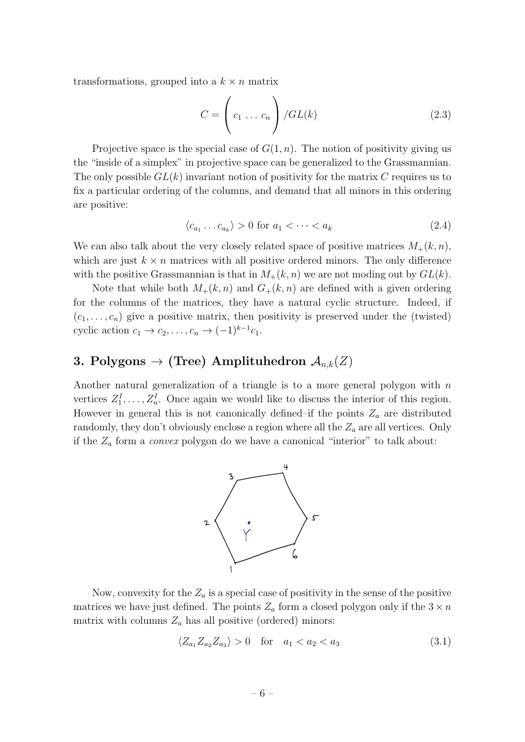transformations, grouped into a $k \times n$ matrix

$$C = \left( c_1 \, \ldots \, c_n \right) / GL(k) \tag{2.3}$$

Projective space is the special case of $G(1, n)$. The notion of positivity giving us the "inside of a simplex" in projective space can be generalized to the Grassmannian. The only possible $GL(k)$ invariant notion of positivity for the matrix $C$ requires us to fix a particular ordering of the columns, and demand that all minors in this ordering are positive:

$$\langle c_{a_1} \ldots c_{a_k} \rangle > 0 \text{ for } a_1 < \cdots < a_k \tag{2.4}$$

We can also talk about the very closely related space of positive matrices $M_+(k, n)$, which are just $k \times n$ matrices with all positive ordered minors. The only difference with the positive Grassmannian is that in $M_+(k, n)$ we are not moding out by $GL(k)$.

Note that while both $M_+(k, n)$ and $G_+(k, n)$ are defined with a given ordering for the columns of the matrices, they have a natural cyclic structure. Indeed, if $(c_1, \ldots, c_n)$ give a positive matrix, then positivity is preserved under the (twisted) cyclic action $c_1 \to c_2, \ldots, c_n \to (-1)^{k-1} c_1$.

## 3. Polygons $\to$ (Tree) Amplituhedron $\mathcal{A}_{n,k}(Z)$

Another natural generalization of a triangle is to a more general polygon with $n$ vertices $Z_1^I, \ldots, Z_n^I$. Once again we would like to discuss the interior of this region. However in general this is not canonically defined–if the points $Z_a$ are distributed randomly, they don't obviously enclose a region where all the $Z_a$ are all vertices. Only if the $Z_a$ form a *convex* polygon do we have a canonical "interior" to talk about:

Now, convexity for the $Z_a$ is a special case of positivity in the sense of the positive matrices we have just defined. The points $Z_a$ form a closed polygon only if the $3 \times n$ matrix with columns $Z_a$ has all positive (ordered) minors:

$$\langle Z_{a_1} Z_{a_2} Z_{a_3} \rangle > 0 \quad \text{for} \quad a_1 < a_2 < a_3 \tag{3.1}$$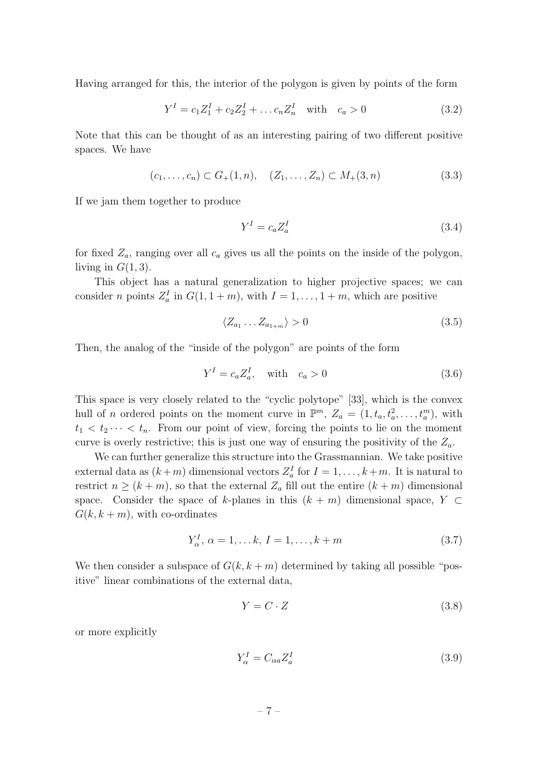Having arranged for this, the interior of the polygon is given by points of the form

$$Y^I = c_1 Z_1^I + c_2 Z_2^I + \dots c_n Z_n^I \quad \text{with} \quad c_a > 0 \tag{3.2}$$

Note that this can be thought of as an interesting pairing of two different positive spaces. We have

$$(c_1, \dots, c_n) \subset G_+(1, n), \quad (Z_1, \dots, Z_n) \subset M_+(3, n) \tag{3.3}$$

If we jam them together to produce

$$Y^I = c_a Z_a^I \tag{3.4}$$

for fixed $Z_a$, ranging over all $c_a$ gives us all the points on the inside of the polygon, living in $G(1, 3)$.

This object has a natural generalization to higher projective spaces; we can consider $n$ points $Z_a^I$ in $G(1, 1+m)$, with $I = 1, \dots, 1+m$, which are positive

$$\langle Z_{a_1} \dots Z_{a_{1+m}} \rangle > 0 \tag{3.5}$$

Then, the analog of the "inside of the polygon" are points of the form

$$Y^I = c_a Z_a^I, \quad \text{with} \quad c_a > 0 \tag{3.6}$$

This space is very closely related to the "cyclic polytope" [33], which is the convex hull of $n$ ordered points on the moment curve in $\mathbb{P}^m$, $Z_a = (1, t_a, t_a^2, \dots, t_a^m)$, with $t_1 < t_2 \dots < t_n$. From our point of view, forcing the points to lie on the moment curve is overly restrictive; this is just one way of ensuring the positivity of the $Z_a$.

We can further generalize this structure into the Grassmannian. We take positive external data as $(k+m)$ dimensional vectors $Z_a^I$ for $I = 1, \dots, k+m$. It is natural to restrict $n \geq (k+m)$, so that the external $Z_a$ fill out the entire $(k+m)$ dimensional space. Consider the space of $k$-planes in this $(k+m)$ dimensional space, $Y \subset G(k, k+m)$, with co-ordinates

$$Y_\alpha^I, \, \alpha = 1, \dots k, \, I = 1, \dots, k+m \tag{3.7}$$

We then consider a subspace of $G(k, k+m)$ determined by taking all possible "positive" linear combinations of the external data,

$$Y = C \cdot Z \tag{3.8}$$

or more explicitly

$$Y_\alpha^I = C_{\alpha a} Z_a^I \tag{3.9}$$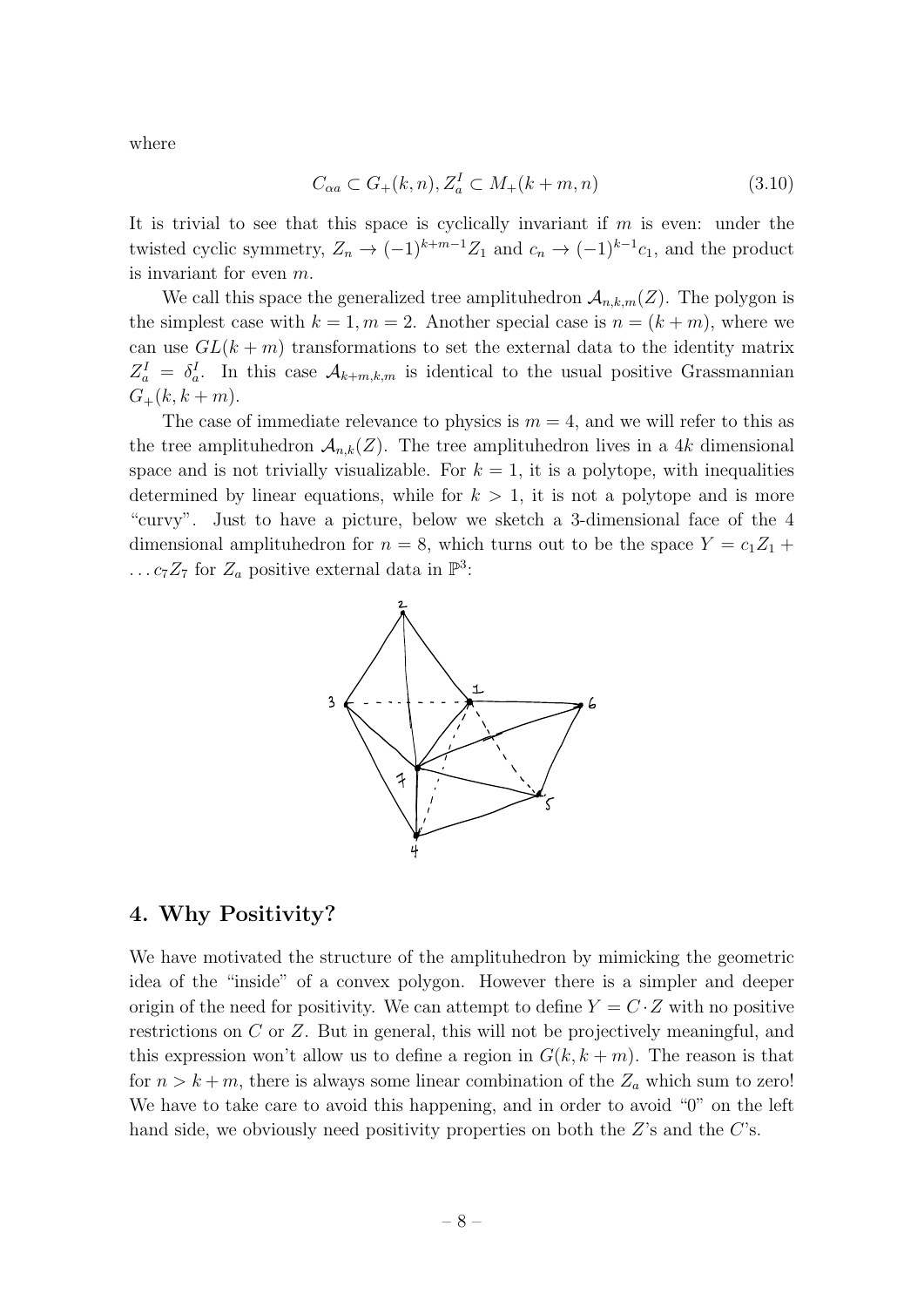where

$$
C_{\alpha a} \subset G_{+}(k,n), Z_a^I \subset M_{+}(k+m,n) \tag{3.10}
$$

It is trivial to see that this space is cyclically invariant if $m$ is even: under the twisted cyclic symmetry, $Z_n \to (-1)^{k+m-1}Z_1$ and $c_n \to (-1)^{k-1}c_1$, and the product is invariant for even $m$.

We call this space the generalized tree amplituhedron $\mathcal{A}_{n,k,m}(Z)$. The polygon is the simplest case with $k=1, m=2$. Another special case is $n=(k+m)$, where we can use $GL(k+m)$ transformations to set the external data to the identity matrix $Z_a^I = \delta_a^I$. In this case $\mathcal{A}_{k+m,k,m}$ is identical to the usual positive Grassmannian $G_{+}(k, k+m)$.

The case of immediate relevance to physics is $m=4$, and we will refer to this as the tree amplituhedron $\mathcal{A}_{n,k}(Z)$. The tree amplituhedron lives in a $4k$ dimensional space and is not trivially visualizable. For $k=1$, it is a polytope, with inequalities determined by linear equations, while for $k>1$, it is not a polytope and is more "curvy". Just to have a picture, below we sketch a 3-dimensional face of the 4 dimensional amplituhedron for $n=8$, which turns out to be the space $Y = c_1 Z_1 + \ldots c_7 Z_7$ for $Z_a$ positive external data in $\mathbb{P}^3$:

## 4. Why Positivity?

We have motivated the structure of the amplituhedron by mimicking the geometric idea of the "inside" of a convex polygon. However there is a simpler and deeper origin of the need for positivity. We can attempt to define $Y = C \cdot Z$ with no positive restrictions on $C$ or $Z$. But in general, this will not be projectively meaningful, and this expression won't allow us to define a region in $G(k, k+m)$. The reason is that for $n > k+m$, there is always some linear combination of the $Z_a$ which sum to zero! We have to take care to avoid this happening, and in order to avoid "0" on the left hand side, we obviously need positivity properties on both the $Z$'s and the $C$'s.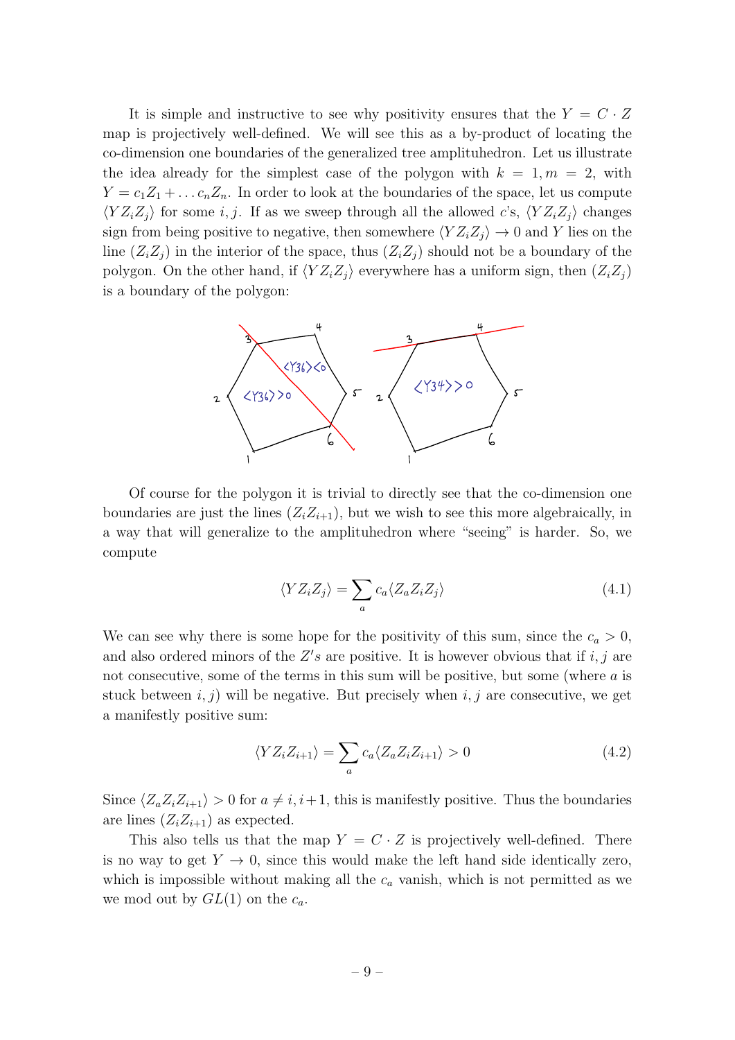It is simple and instructive to see why positivity ensures that the $Y = C \cdot Z$ map is projectively well-defined. We will see this as a by-product of locating the co-dimension one boundaries of the generalized tree amplituhedron. Let us illustrate the idea already for the simplest case of the polygon with $k = 1, m = 2$, with $Y = c_1 Z_1 + \dots c_n Z_n$. In order to look at the boundaries of the space, let us compute $\langle Y Z_i Z_j \rangle$ for some $i, j$. If as we sweep through all the allowed $c$'s, $\langle Y Z_i Z_j \rangle$ changes sign from being positive to negative, then somewhere $\langle Y Z_i Z_j \rangle \to 0$ and $Y$ lies on the line $(Z_i Z_j)$ in the interior of the space, thus $(Z_i Z_j)$ should not be a boundary of the polygon. On the other hand, if $\langle Y Z_i Z_j \rangle$ everywhere has a uniform sign, then $(Z_i Z_j)$ is a boundary of the polygon:

Of course for the polygon it is trivial to directly see that the co-dimension one boundaries are just the lines $(Z_i Z_{i+1})$, but we wish to see this more algebraically, in a way that will generalize to the amplituhedron where "seeing" is harder. So, we compute

$$\langle Y Z_i Z_j \rangle = \sum_a c_a \langle Z_a Z_i Z_j \rangle \tag{4.1}$$

We can see why there is some hope for the positivity of this sum, since the $c_a > 0$, and also ordered minors of the $Z's$ are positive. It is however obvious that if $i, j$ are not consecutive, some of the terms in this sum will be positive, but some (where $a$ is stuck between $i, j$) will be negative. But precisely when $i, j$ are consecutive, we get a manifestly positive sum:

$$\langle Y Z_i Z_{i+1} \rangle = \sum_a c_a \langle Z_a Z_i Z_{i+1} \rangle > 0 \tag{4.2}$$

Since $\langle Z_a Z_i Z_{i+1} \rangle > 0$ for $a \neq i, i+1$, this is manifestly positive. Thus the boundaries are lines $(Z_i Z_{i+1})$ as expected.

This also tells us that the map $Y = C \cdot Z$ is projectively well-defined. There is no way to get $Y \to 0$, since this would make the left hand side identically zero, which is impossible without making all the $c_a$ vanish, which is not permitted as we we mod out by $GL(1)$ on the $c_a$.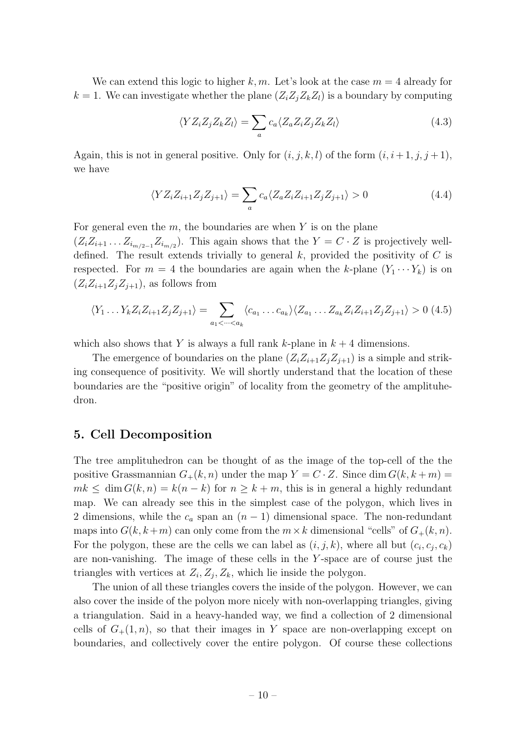We can extend this logic to higher $k, m$. Let's look at the case $m = 4$ already for $k = 1$. We can investigate whether the plane $(Z_i Z_j Z_k Z_l)$ is a boundary by computing

$$\langle Y Z_i Z_j Z_k Z_l \rangle = \sum_a c_a \langle Z_a Z_i Z_j Z_k Z_l \rangle \tag{4.3}$$

Again, this is not in general positive. Only for $(i, j, k, l)$ of the form $(i, i+1, j, j+1)$, we have

$$\langle Y Z_i Z_{i+1} Z_j Z_{j+1} \rangle = \sum_a c_a \langle Z_a Z_i Z_{i+1} Z_j Z_{j+1} \rangle > 0 \tag{4.4}$$

For general even the $m$, the boundaries are when $Y$ is on the plane $(Z_i Z_{i+1} \ldots Z_{i_{m/2-1}} Z_{i_{m/2}})$. This again shows that the $Y = C \cdot Z$ is projectively well-defined. The result extends trivially to general $k$, provided the positivity of $C$ is respected. For $m = 4$ the boundaries are again when the $k$-plane $(Y_1 \cdots Y_k)$ is on $(Z_i Z_{i+1} Z_j Z_{j+1})$, as follows from

$$\langle Y_1 \ldots Y_k Z_i Z_{i+1} Z_j Z_{j+1} \rangle = \sum_{a_1 < \cdots < a_k} \langle c_{a_1} \ldots c_{a_k} \rangle \langle Z_{a_1} \ldots Z_{a_k} Z_i Z_{i+1} Z_j Z_{j+1} \rangle > 0 \tag{4.5}$$

which also shows that $Y$ is always a full rank $k$-plane in $k + 4$ dimensions.

The emergence of boundaries on the plane $(Z_i Z_{i+1} Z_j Z_{j+1})$ is a simple and striking consequence of positivity. We will shortly understand that the location of these boundaries are the "positive origin" of locality from the geometry of the amplituhedron.

## 5. Cell Decomposition

The tree amplituhedron can be thought of as the image of the top-cell of the the positive Grassmannian $G_+(k, n)$ under the map $Y = C \cdot Z$. Since $\dim G(k, k+m) = mk \le \dim G(k, n) = k(n-k)$ for $n \ge k + m$, this is in general a highly redundant map. We can already see this in the simplest case of the polygon, which lives in 2 dimensions, while the $c_a$ span an $(n-1)$ dimensional space. The non-redundant maps into $G(k, k+m)$ can only come from the $m \times k$ dimensional "cells" of $G_+(k, n)$. For the polygon, these are the cells we can label as $(i, j, k)$, where all but $(c_i, c_j, c_k)$ are non-vanishing. The image of these cells in the $Y$-space are of course just the triangles with vertices at $Z_i, Z_j, Z_k$, which lie inside the polygon.

The union of all these triangles covers the inside of the polygon. However, we can also cover the inside of the polyon more nicely with non-overlapping triangles, giving a triangulation. Said in a heavy-handed way, we find a collection of 2 dimensional cells of $G_+(1, n)$, so that their images in $Y$ space are non-overlapping except on boundaries, and collectively cover the entire polygon. Of course these collections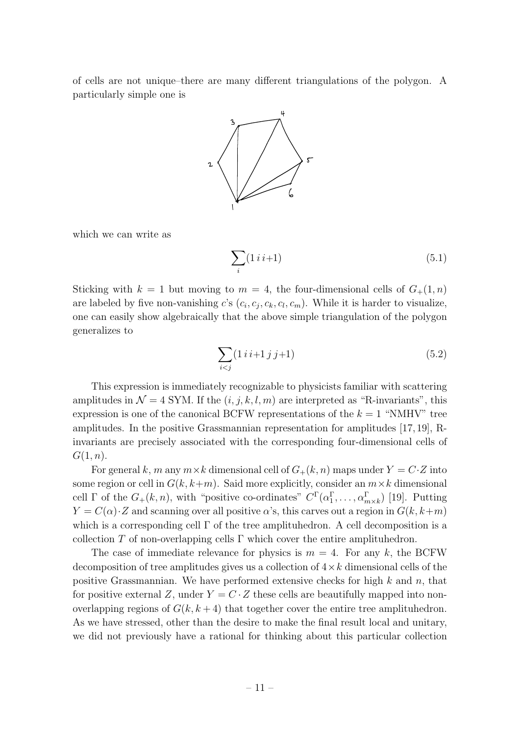of cells are not unique–there are many different triangulations of the polygon. A particularly simple one is

which we can write as

$$\sum_i (1\, i\, i{+}1) \tag{5.1}$$

Sticking with $k = 1$ but moving to $m = 4$, the four-dimensional cells of $G_+(1, n)$ are labeled by five non-vanishing $c$'s $(c_i, c_j, c_k, c_l, c_m)$. While it is harder to visualize, one can easily show algebraically that the above simple triangulation of the polygon generalizes to

$$\sum_{i<j} (1\, i\, i{+}1\, j\, j{+}1) \tag{5.2}$$

This expression is immediately recognizable to physicists familiar with scattering amplitudes in $\mathcal{N} = 4$ SYM. If the $(i, j, k, l, m)$ are interpreted as "R-invariants", this expression is one of the canonical BCFW representations of the $k = 1$ "NMHV" tree amplitudes. In the positive Grassmannian representation for amplitudes [17, 19], R-invariants are precisely associated with the corresponding four-dimensional cells of $G(1, n)$.

For general $k$, $m$ any $m \times k$ dimensional cell of $G_+(k, n)$ maps under $Y = C \cdot Z$ into some region or cell in $G(k, k{+}m)$. Said more explicitly, consider an $m \times k$ dimensional cell $\Gamma$ of the $G_+(k, n)$, with "positive co-ordinates" $C^\Gamma(\alpha_1^\Gamma, \ldots, \alpha_{m\times k}^\Gamma)$ [19]. Putting $Y = C(\alpha) \cdot Z$ and scanning over all positive $\alpha$'s, this carves out a region in $G(k, k{+}m)$ which is a corresponding cell $\Gamma$ of the tree amplituhedron. A cell decomposition is a collection $T$ of non-overlapping cells $\Gamma$ which cover the entire amplituhedron.

The case of immediate relevance for physics is $m = 4$. For any $k$, the BCFW decomposition of tree amplitudes gives us a collection of $4 \times k$ dimensional cells of the positive Grassmannian. We have performed extensive checks for high $k$ and $n$, that for positive external $Z$, under $Y = C \cdot Z$ these cells are beautifully mapped into non-overlapping regions of $G(k, k + 4)$ that together cover the entire tree amplituhedron. As we have stressed, other than the desire to make the final result local and unitary, we did not previously have a rational for thinking about this particular collection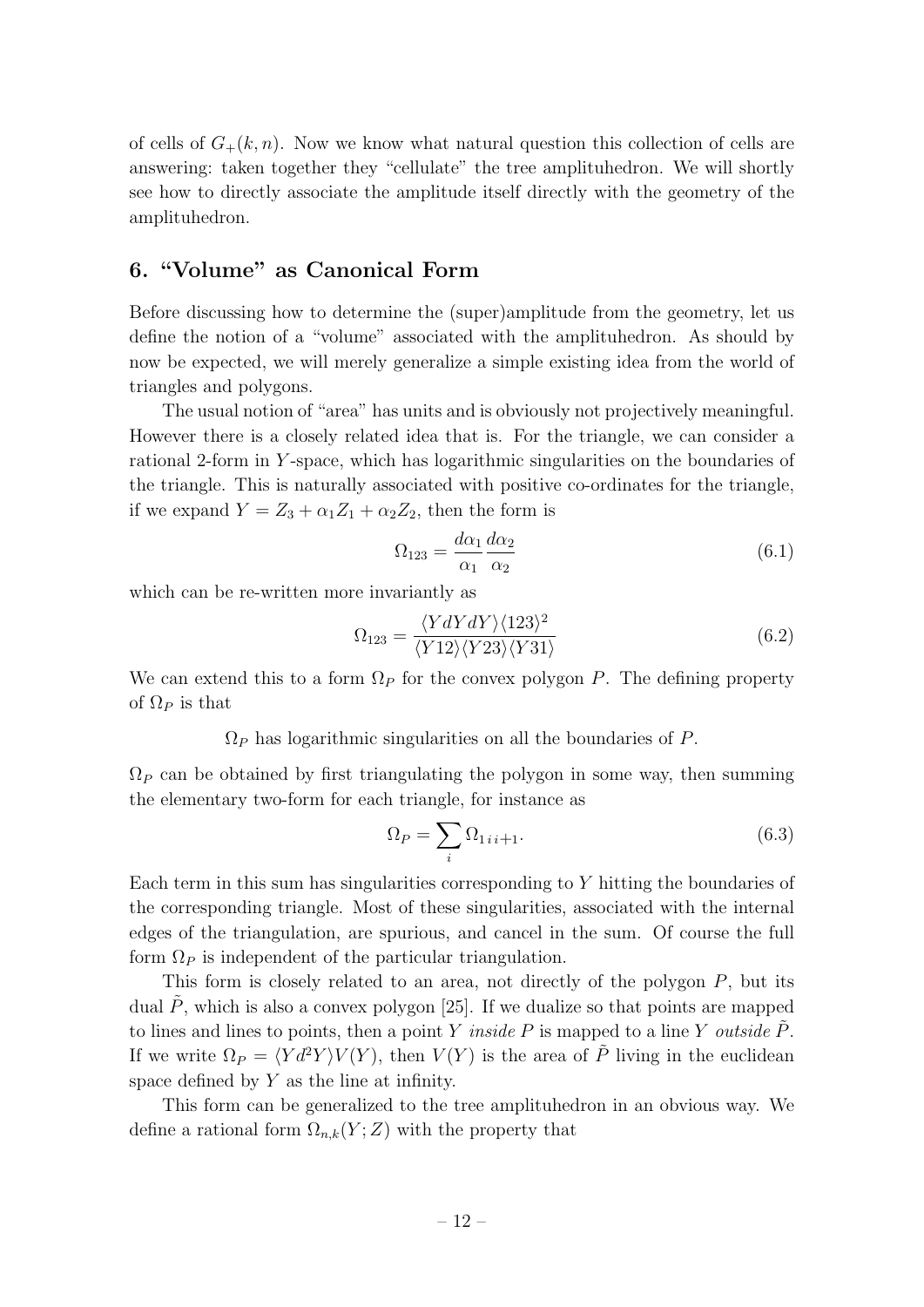of cells of $G_+(k,n)$. Now we know what natural question this collection of cells are answering: taken together they "cellulate" the tree amplituhedron. We will shortly see how to directly associate the amplitude itself directly with the geometry of the amplituhedron.

## 6. "Volume" as Canonical Form

Before discussing how to determine the (super)amplitude from the geometry, let us define the notion of a "volume" associated with the amplituhedron. As should by now be expected, we will merely generalize a simple existing idea from the world of triangles and polygons.

The usual notion of "area" has units and is obviously not projectively meaningful. However there is a closely related idea that is. For the triangle, we can consider a rational 2-form in $Y$-space, which has logarithmic singularities on the boundaries of the triangle. This is naturally associated with positive co-ordinates for the triangle, if we expand $Y = Z_3 + \alpha_1 Z_1 + \alpha_2 Z_2$, then the form is

$$\Omega_{123} = \frac{d\alpha_1}{\alpha_1}\frac{d\alpha_2}{\alpha_2} \tag{6.1}$$

which can be re-written more invariantly as

$$\Omega_{123} = \frac{\langle Y dY dY\rangle\langle 123\rangle^2}{\langle Y12\rangle\langle Y23\rangle\langle Y31\rangle} \tag{6.2}$$

We can extend this to a form $\Omega_P$ for the convex polygon $P$. The defining property of $\Omega_P$ is that

$\Omega_P$ has logarithmic singularities on all the boundaries of $P$.

$\Omega_P$ can be obtained by first triangulating the polygon in some way, then summing the elementary two-form for each triangle, for instance as

$$\Omega_P = \sum_i \Omega_{1\,i\,i+1}. \tag{6.3}$$

Each term in this sum has singularities corresponding to $Y$ hitting the boundaries of the corresponding triangle. Most of these singularities, associated with the internal edges of the triangulation, are spurious, and cancel in the sum. Of course the full form $\Omega_P$ is independent of the particular triangulation.

This form is closely related to an area, not directly of the polygon $P$, but its dual $\tilde{P}$, which is also a convex polygon [25]. If we dualize so that points are mapped to lines and lines to points, then a point $Y$ *inside* $P$ is mapped to a line $Y$ *outside* $\tilde{P}$. If we write $\Omega_P = \langle Y d^2 Y\rangle V(Y)$, then $V(Y)$ is the area of $\tilde{P}$ living in the euclidean space defined by $Y$ as the line at infinity.

This form can be generalized to the tree amplituhedron in an obvious way. We define a rational form $\Omega_{n,k}(Y;Z)$ with the property that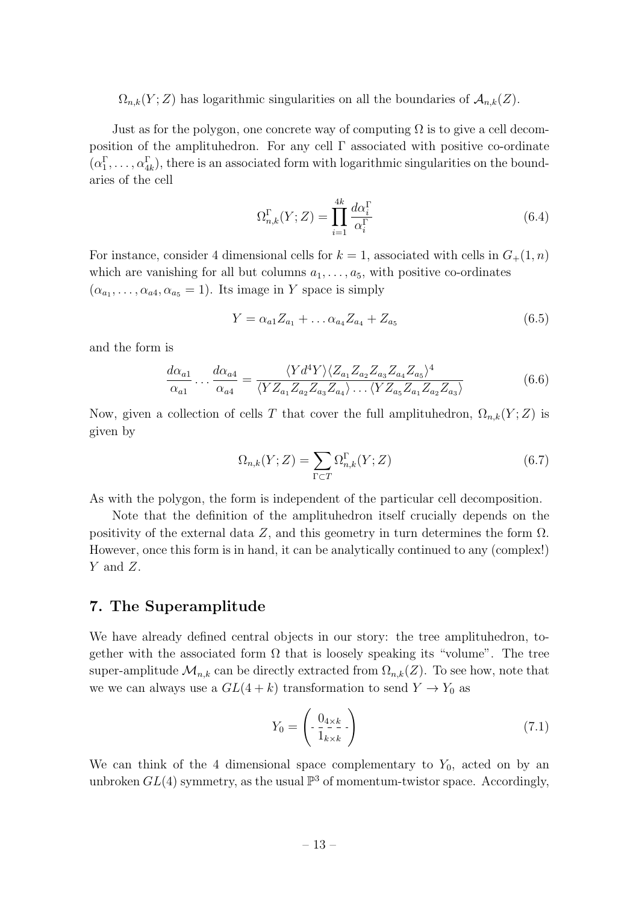$\Omega_{n,k}(Y;Z)$ has logarithmic singularities on all the boundaries of $\mathcal{A}_{n,k}(Z)$.

Just as for the polygon, one concrete way of computing $\Omega$ is to give a cell decomposition of the amplituhedron. For any cell $\Gamma$ associated with positive co-ordinate $(\alpha_1^\Gamma, \ldots, \alpha_{4k}^\Gamma)$, there is an associated form with logarithmic singularities on the boundaries of the cell

$$\Omega^\Gamma_{n,k}(Y;Z) = \prod_{i=1}^{4k} \frac{d\alpha_i^\Gamma}{\alpha_i^\Gamma} \tag{6.4}$$

For instance, consider 4 dimensional cells for $k=1$, associated with cells in $G_+(1,n)$ which are vanishing for all but columns $a_1, \ldots, a_5$, with positive co-ordinates $(\alpha_{a_1}, \ldots, \alpha_{a4}, \alpha_{a_5} = 1)$. Its image in $Y$ space is simply

$$Y = \alpha_{a1} Z_{a_1} + \ldots \alpha_{a_4} Z_{a_4} + Z_{a_5} \tag{6.5}$$

and the form is

$$\frac{d\alpha_{a1}}{\alpha_{a1}} \cdots \frac{d\alpha_{a4}}{\alpha_{a4}} = \frac{\langle Y d^4 Y \rangle \langle Z_{a_1} Z_{a_2} Z_{a_3} Z_{a_4} Z_{a_5} \rangle^4}{\langle Y Z_{a_1} Z_{a_2} Z_{a_3} Z_{a_4} \rangle \ldots \langle Y Z_{a_5} Z_{a_1} Z_{a_2} Z_{a_3} \rangle} \tag{6.6}$$

Now, given a collection of cells $T$ that cover the full amplituhedron, $\Omega_{n,k}(Y;Z)$ is given by

$$\Omega_{n,k}(Y;Z) = \sum_{\Gamma \subset T} \Omega^\Gamma_{n,k}(Y;Z) \tag{6.7}$$

As with the polygon, the form is independent of the particular cell decomposition.

Note that the definition of the amplituhedron itself crucially depends on the positivity of the external data $Z$, and this geometry in turn determines the form $\Omega$. However, once this form is in hand, it can be analytically continued to any (complex!) $Y$ and $Z$.

## 7. The Superamplitude

We have already defined central objects in our story: the tree amplituhedron, together with the associated form $\Omega$ that is loosely speaking its "volume". The tree super-amplitude $\mathcal{M}_{n,k}$ can be directly extracted from $\Omega_{n,k}(Z)$. To see how, note that we we can always use a $GL(4+k)$ transformation to send $Y \to Y_0$ as

$$Y_0 = \left( \begin{array}{c} 0_{4\times k} \\ \hline 1_{k \times k} \end{array} \right) \tag{7.1}$$

We can think of the 4 dimensional space complementary to $Y_0$, acted on by an unbroken $GL(4)$ symmetry, as the usual $\mathbb{P}^3$ of momentum-twistor space. Accordingly,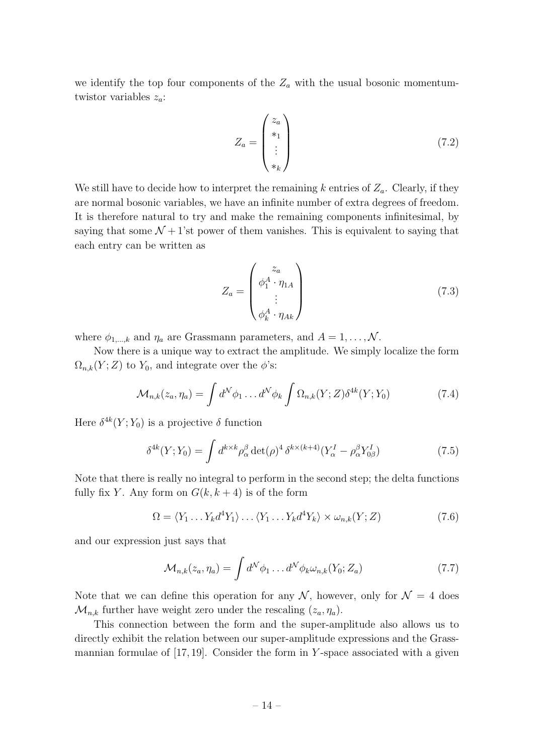we identify the top four components of the $Z_a$ with the usual bosonic momentum-twistor variables $z_a$:

$$
Z_a = \begin{pmatrix} z_a \\ *_1 \\ \vdots \\ *_k \end{pmatrix} \tag{7.2}
$$

We still have to decide how to interpret the remaining $k$ entries of $Z_a$. Clearly, if they are normal bosonic variables, we have an infinite number of extra degrees of freedom. It is therefore natural to try and make the remaining components infinitesimal, by saying that some $\mathcal{N}+1$'st power of them vanishes. This is equivalent to saying that each entry can be written as

$$
Z_a = \begin{pmatrix} z_a \\ \phi_1^A \cdot \eta_{1A} \\ \vdots \\ \phi_k^A \cdot \eta_{Ak} \end{pmatrix} \tag{7.3}
$$

where $\phi_{1,\ldots,k}$ and $\eta_a$ are Grassmann parameters, and $A = 1, \ldots, \mathcal{N}$.

Now there is a unique way to extract the amplitude. We simply localize the form $\Omega_{n,k}(Y;Z)$ to $Y_0$, and integrate over the $\phi$'s:

$$
\mathcal{M}_{n,k}(z_a, \eta_a) = \int d^{\mathcal{N}}\phi_1 \ldots d^{\mathcal{N}}\phi_k \int \Omega_{n,k}(Y;Z)\delta^{4k}(Y;Y_0) \tag{7.4}
$$

Here $\delta^{4k}(Y;Y_0)$ is a projective $\delta$ function

$$
\delta^{4k}(Y;Y_0) = \int d^{k\times k}\rho_\alpha^\beta \det(\rho)^4 \, \delta^{k\times(k+4)}(Y_\alpha^I - \rho_\alpha^\beta Y_{0\beta}^I) \tag{7.5}
$$

Note that there is really no integral to perform in the second step; the delta functions fully fix $Y$. Any form on $G(k, k+4)$ is of the form

$$
\Omega = \langle Y_1 \ldots Y_k d^4 Y_1 \rangle \ldots \langle Y_1 \ldots Y_k d^4 Y_k \rangle \times \omega_{n,k}(Y;Z) \tag{7.6}
$$

and our expression just says that

$$
\mathcal{M}_{n,k}(z_a, \eta_a) = \int d^{\mathcal{N}}\phi_1 \ldots d^{\mathcal{N}}\phi_k \omega_{n,k}(Y_0; Z_a) \tag{7.7}
$$

Note that we can define this operation for any $\mathcal{N}$, however, only for $\mathcal{N} = 4$ does $\mathcal{M}_{n,k}$ further have weight zero under the rescaling $(z_a, \eta_a)$.

This connection between the form and the super-amplitude also allows us to directly exhibit the relation between our super-amplitude expressions and the Grassmannian formulae of [17, 19]. Consider the form in $Y$-space associated with a given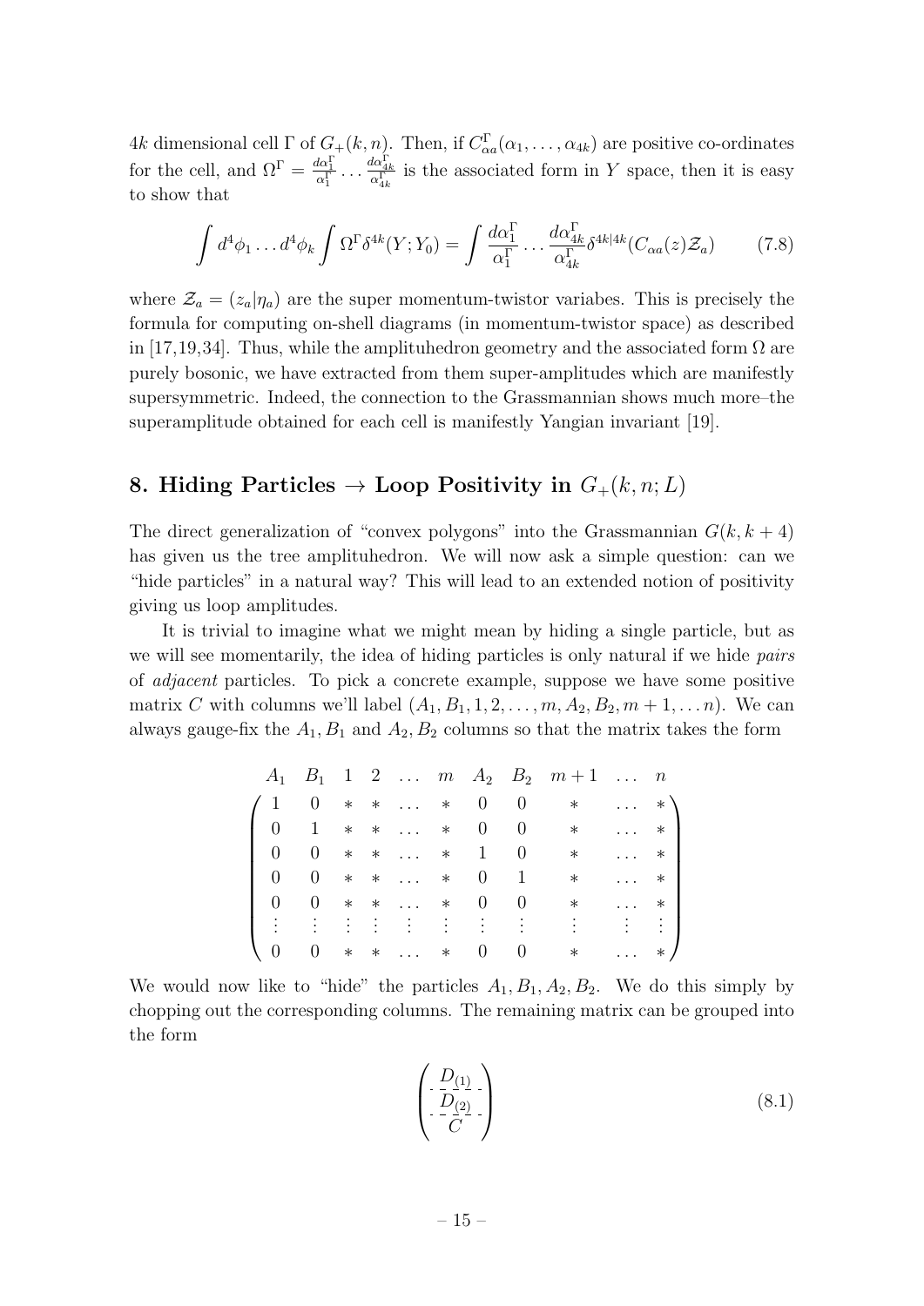$4k$ dimensional cell $\Gamma$ of $G_+(k,n)$. Then, if $C^\Gamma_{\alpha a}(\alpha_1,\ldots,\alpha_{4k})$ are positive co-ordinates for the cell, and $\Omega^\Gamma = \frac{d\alpha_1^\Gamma}{\alpha_1^\Gamma}\ldots\frac{d\alpha_{4k}^\Gamma}{\alpha_{4k}^\Gamma}$ is the associated form in $Y$ space, then it is easy to show that

$$\int d^4\phi_1 \ldots d^4\phi_k \int \Omega^\Gamma \delta^{4k}(Y;Y_0) = \int \frac{d\alpha_1^\Gamma}{\alpha_1^\Gamma}\ldots\frac{d\alpha_{4k}^\Gamma}{\alpha_{4k}^\Gamma}\delta^{4k|4k}(C_{\alpha a}(z)\mathcal{Z}_a) \tag{7.8}$$

where $\mathcal{Z}_a = (z_a|\eta_a)$ are the super momentum-twistor variabes. This is precisely the formula for computing on-shell diagrams (in momentum-twistor space) as described in [17,19,34]. Thus, while the amplituhedron geometry and the associated form $\Omega$ are purely bosonic, we have extracted from them super-amplitudes which are manifestly supersymmetric. Indeed, the connection to the Grassmannian shows much more–the superamplitude obtained for each cell is manifestly Yangian invariant [19].

## 8. Hiding Particles → Loop Positivity in $G_+(k,n;L)$

The direct generalization of "convex polygons" into the Grassmannian $G(k,k+4)$ has given us the tree amplituhedron. We will now ask a simple question: can we "hide particles" in a natural way? This will lead to an extended notion of positivity giving us loop amplitudes.

It is trivial to imagine what we might mean by hiding a single particle, but as we will see momentarily, the idea of hiding particles is only natural if we hide *pairs* of *adjacent* particles. To pick a concrete example, suppose we have some positive matrix $C$ with columns we'll label $(A_1,B_1,1,2,\ldots,m,A_2,B_2,m+1,\ldots n)$. We can always gauge-fix the $A_1,B_1$ and $A_2,B_2$ columns so that the matrix takes the form

$$\begin{array}{ccccccccccc} A_1 & B_1 & 1 & 2 & \ldots & m & A_2 & B_2 & m+1 & \ldots & n \end{array}$$
$$\begin{pmatrix} 1 & 0 & * & * & \ldots & * & 0 & 0 & * & \ldots & * \\ 0 & 1 & * & * & \ldots & * & 0 & 0 & * & \ldots & * \\ 0 & 0 & * & * & \ldots & * & 1 & 0 & * & \ldots & * \\ 0 & 0 & * & * & \ldots & * & 0 & 1 & * & \ldots & * \\ 0 & 0 & * & * & \ldots & * & 0 & 0 & * & \ldots & * \\ \vdots & \vdots & \vdots & \vdots & \vdots & \vdots & \vdots & \vdots & \vdots & \vdots & \vdots \\ 0 & 0 & * & * & \ldots & * & 0 & 0 & * & \ldots & * \end{pmatrix}$$

We would now like to "hide" the particles $A_1,B_1,A_2,B_2$. We do this simply by chopping out the corresponding columns. The remaining matrix can be grouped into the form

$$\begin{pmatrix} D_{(1)} \\ \hline D_{(2)} \\ \hline C \end{pmatrix} \tag{8.1}$$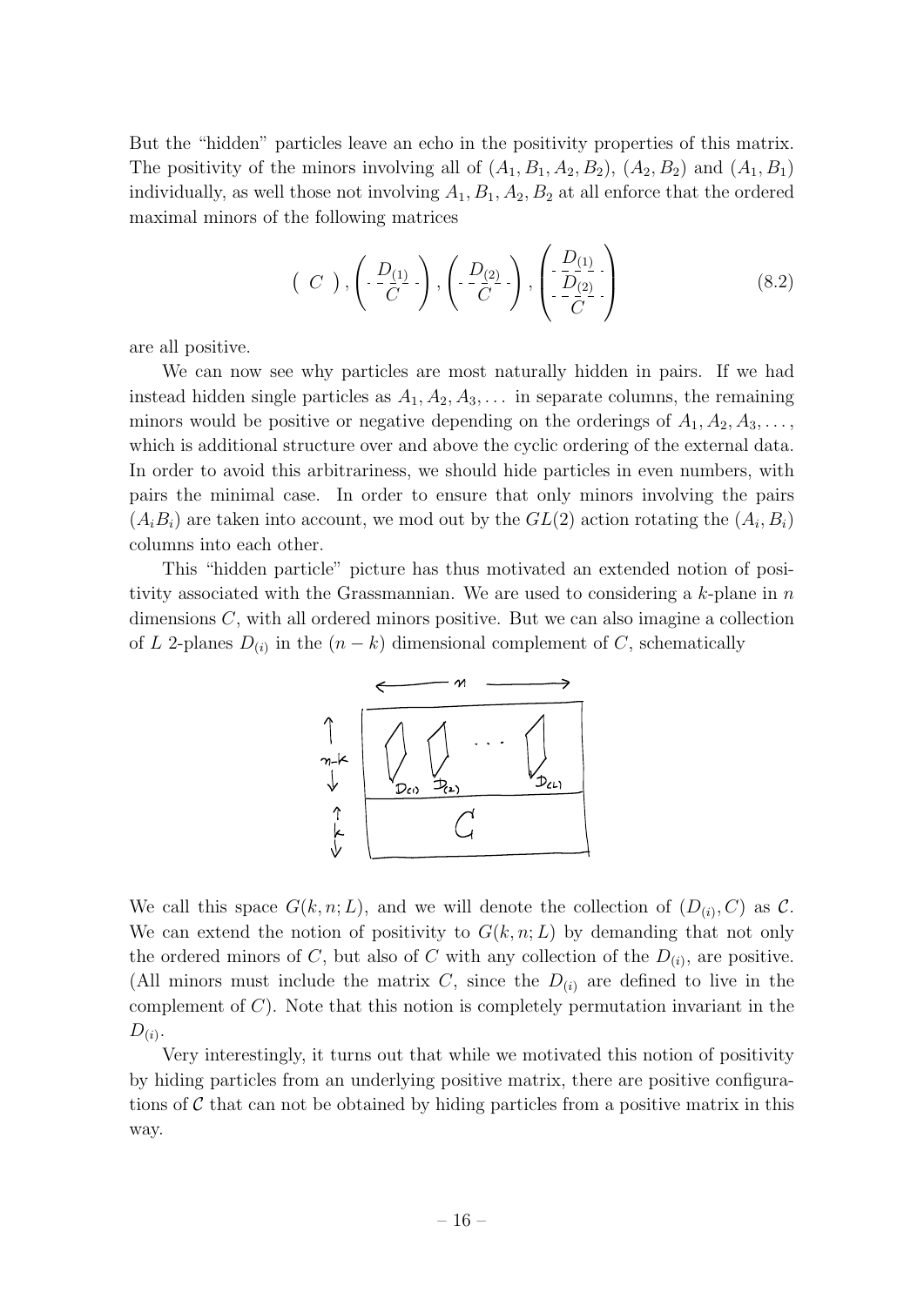But the "hidden" particles leave an echo in the positivity properties of this matrix. The positivity of the minors involving all of $(A_1, B_1, A_2, B_2)$, $(A_2, B_2)$ and $(A_1, B_1)$ individually, as well those not involving $A_1, B_1, A_2, B_2$ at all enforce that the ordered maximal minors of the following matrices

$$\left( \; C \; \right), \left( \frac{D_{(1)}}{C} \right), \left( \frac{D_{(2)}}{C} \right), \left( \begin{array}{c} D_{(1)} \\ \hline D_{(2)} \\ \hline C \end{array} \right) \tag{8.2}$$

are all positive.

We can now see why particles are most naturally hidden in pairs. If we had instead hidden single particles as $A_1, A_2, A_3, \dots$ in separate columns, the remaining minors would be positive or negative depending on the orderings of $A_1, A_2, A_3, \dots$, which is additional structure over and above the cyclic ordering of the external data. In order to avoid this arbitrariness, we should hide particles in even numbers, with pairs the minimal case. In order to ensure that only minors involving the pairs $(A_i B_i)$ are taken into account, we mod out by the $GL(2)$ action rotating the $(A_i, B_i)$ columns into each other.

This "hidden particle" picture has thus motivated an extended notion of positivity associated with the Grassmannian. We are used to considering a $k$-plane in $n$ dimensions $C$, with all ordered minors positive. But we can also imagine a collection of $L$ 2-planes $D_{(i)}$ in the $(n-k)$ dimensional complement of $C$, schematically

We call this space $G(k, n; L)$, and we will denote the collection of $(D_{(i)}, C)$ as $\mathcal{C}$. We can extend the notion of positivity to $G(k, n; L)$ by demanding that not only the ordered minors of $C$, but also of $C$ with any collection of the $D_{(i)}$, are positive. (All minors must include the matrix $C$, since the $D_{(i)}$ are defined to live in the complement of $C$). Note that this notion is completely permutation invariant in the $D_{(i)}$.

Very interestingly, it turns out that while we motivated this notion of positivity by hiding particles from an underlying positive matrix, there are positive configurations of $\mathcal{C}$ that can not be obtained by hiding particles from a positive matrix in this way.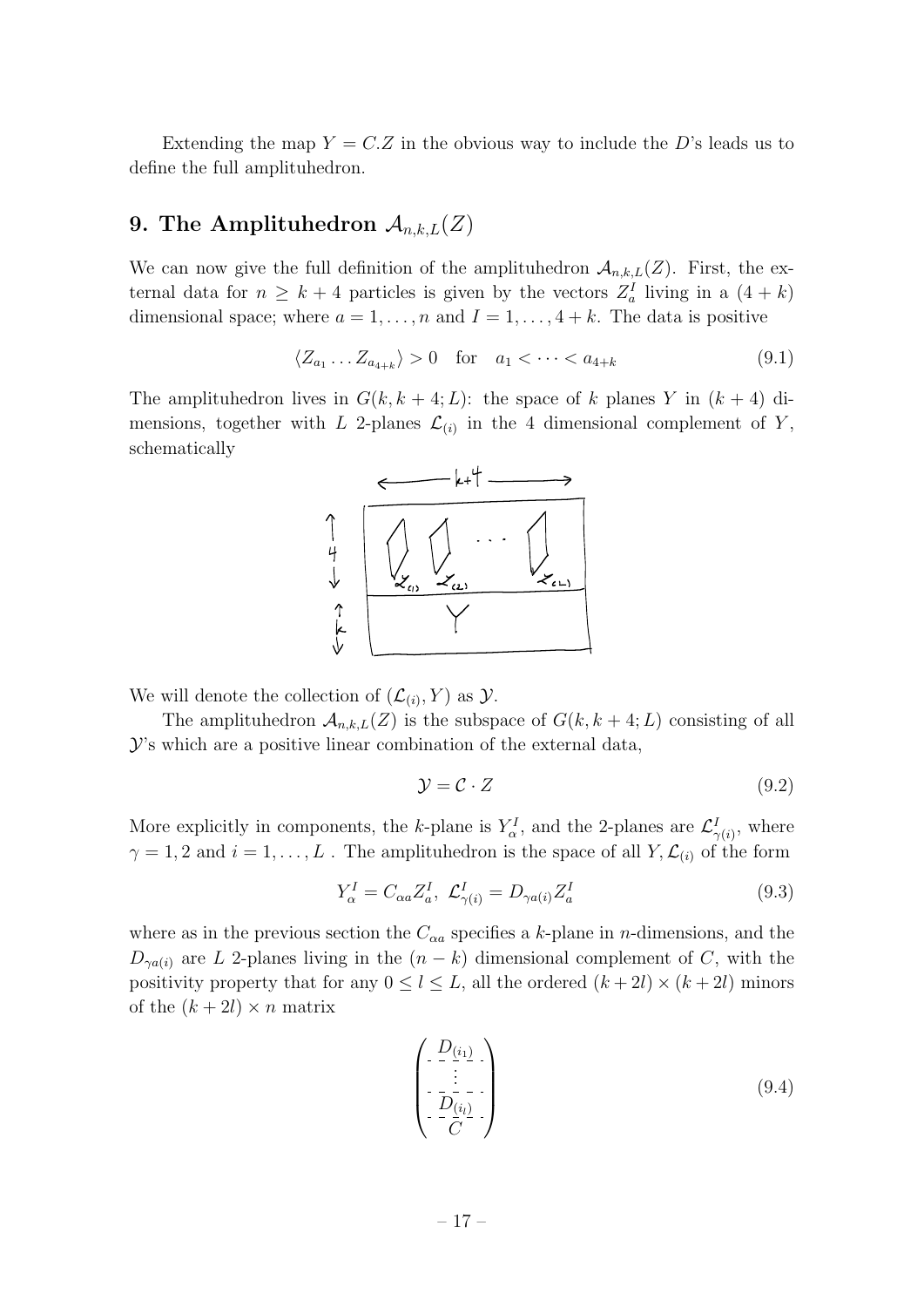Extending the map $Y = C.Z$ in the obvious way to include the $D$'s leads us to define the full amplituhedron.

## 9. The Amplituhedron $\mathcal{A}_{n,k,L}(Z)$

We can now give the full definition of the amplituhedron $\mathcal{A}_{n,k,L}(Z)$. First, the external data for $n \geq k+4$ particles is given by the vectors $Z_a^I$ living in a $(4+k)$ dimensional space; where $a = 1, \ldots, n$ and $I = 1, \ldots, 4+k$. The data is positive

$$\langle Z_{a_1} \ldots Z_{a_{4+k}} \rangle > 0 \quad \text{for} \quad a_1 < \cdots < a_{4+k} \tag{9.1}$$

The amplituhedron lives in $G(k, k+4; L)$: the space of $k$ planes $Y$ in $(k+4)$ dimensions, together with $L$ 2-planes $\mathcal{L}_{(i)}$ in the 4 dimensional complement of $Y$, schematically

We will denote the collection of $(\mathcal{L}_{(i)}, Y)$ as $\mathcal{Y}$.

The amplituhedron $\mathcal{A}_{n,k,L}(Z)$ is the subspace of $G(k, k+4; L)$ consisting of all $\mathcal{Y}$'s which are a positive linear combination of the external data,

$$\mathcal{Y} = \mathcal{C} \cdot Z \tag{9.2}$$

More explicitly in components, the $k$-plane is $Y_\alpha^I$, and the 2-planes are $\mathcal{L}_{\gamma(i)}^I$, where $\gamma = 1, 2$ and $i = 1, \ldots, L$ . The amplituhedron is the space of all $Y, \mathcal{L}_{(i)}$ of the form

$$Y_\alpha^I = C_{\alpha a} Z_a^I, \;\; \mathcal{L}_{\gamma(i)}^I = D_{\gamma a(i)} Z_a^I \tag{9.3}$$

where as in the previous section the $C_{\alpha a}$ specifies a $k$-plane in $n$-dimensions, and the $D_{\gamma a(i)}$ are $L$ 2-planes living in the $(n-k)$ dimensional complement of $C$, with the positivity property that for any $0 \leq l \leq L$, all the ordered $(k+2l) \times (k+2l)$ minors of the $(k+2l) \times n$ matrix

$$\begin{pmatrix} D_{(i_1)} \\ \vdots \\ D_{(i_l)} \\ C \end{pmatrix} \tag{9.4}$$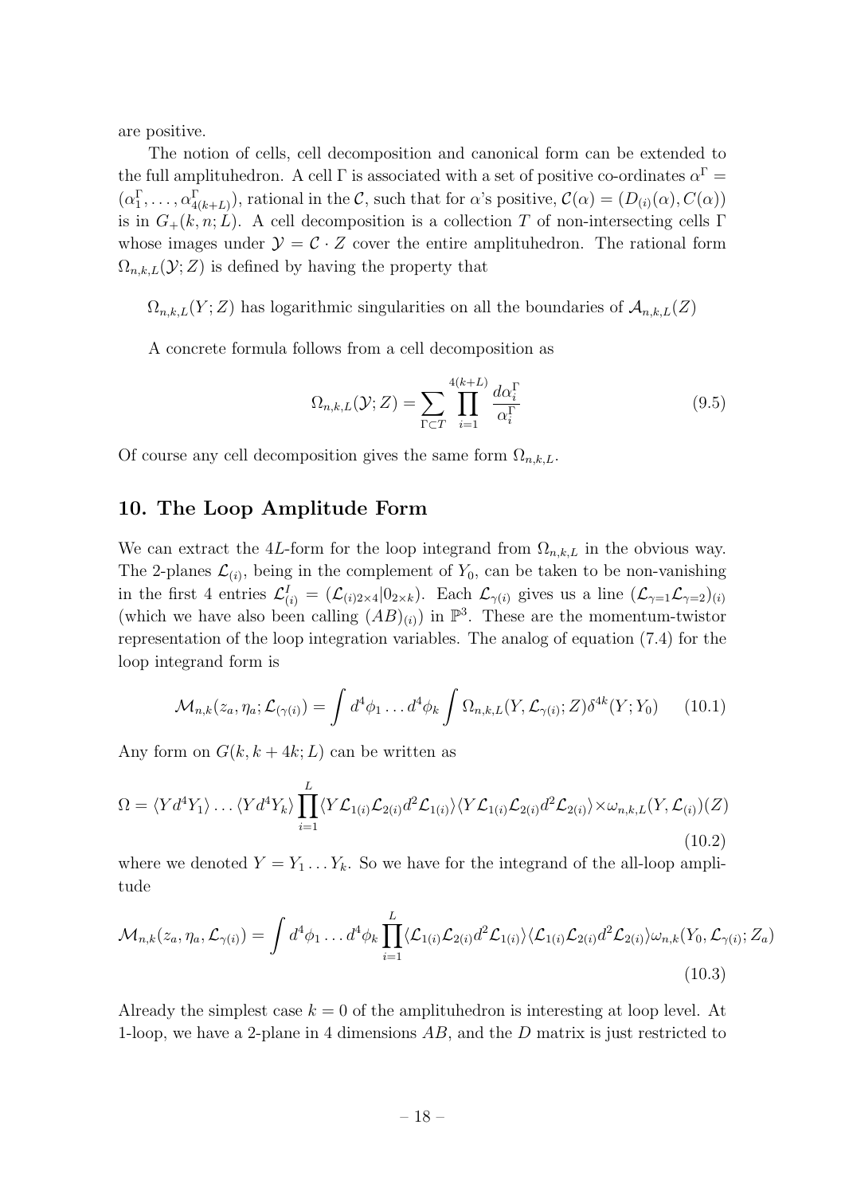are positive.

The notion of cells, cell decomposition and canonical form can be extended to the full amplituhedron. A cell $\Gamma$ is associated with a set of positive co-ordinates $\alpha^\Gamma = (\alpha_1^\Gamma, \ldots, \alpha_{4(k+L)}^\Gamma)$, rational in the $\mathcal{C}$, such that for $\alpha$'s positive, $\mathcal{C}(\alpha) = (D_{(i)}(\alpha), C(\alpha))$ is in $G_+(k, n; L)$. A cell decomposition is a collection $T$ of non-intersecting cells $\Gamma$ whose images under $\mathcal{Y} = \mathcal{C} \cdot Z$ cover the entire amplituhedron. The rational form $\Omega_{n,k,L}(\mathcal{Y}; Z)$ is defined by having the property that

$\Omega_{n,k,L}(Y; Z)$ has logarithmic singularities on all the boundaries of $\mathcal{A}_{n,k,L}(Z)$

A concrete formula follows from a cell decomposition as

$$\Omega_{n,k,L}(\mathcal{Y}; Z) = \sum_{\Gamma \subset T} \prod_{i=1}^{4(k+L)} \frac{d\alpha_i^\Gamma}{\alpha_i^\Gamma} \tag{9.5}$$

Of course any cell decomposition gives the same form $\Omega_{n,k,L}$.

## 10. The Loop Amplitude Form

We can extract the $4L$-form for the loop integrand from $\Omega_{n,k,L}$ in the obvious way. The 2-planes $\mathcal{L}_{(i)}$, being in the complement of $Y_0$, can be taken to be non-vanishing in the first 4 entries $\mathcal{L}_{(i)}^I = (\mathcal{L}_{(i)2\times 4} | 0_{2\times k})$. Each $\mathcal{L}_{\gamma(i)}$ gives us a line $(\mathcal{L}_{\gamma=1}\mathcal{L}_{\gamma=2})_{(i)}$ (which we have also been calling $(AB)_{(i)}$) in $\mathbb{P}^3$. These are the momentum-twistor representation of the loop integration variables. The analog of equation (7.4) for the loop integrand form is

$$\mathcal{M}_{n,k}(z_a, \eta_a; \mathcal{L}_{(\gamma(i)}) = \int d^4\phi_1 \ldots d^4\phi_k \int \Omega_{n,k,L}(Y, \mathcal{L}_{\gamma(i)}; Z)\delta^{4k}(Y; Y_0) \tag{10.1}$$

Any form on $G(k, k + 4k; L)$ can be written as

$$\Omega = \langle Y d^4 Y_1 \rangle \ldots \langle Y d^4 Y_k \rangle \prod_{i=1}^{L} \langle Y \mathcal{L}_{1(i)} \mathcal{L}_{2(i)} d^2 \mathcal{L}_{1(i)} \rangle \langle Y \mathcal{L}_{1(i)} \mathcal{L}_{2(i)} d^2 \mathcal{L}_{2(i)} \rangle \times \omega_{n,k,L}(Y, \mathcal{L}_{(i)})(Z) \tag{10.2}$$

where we denoted $Y = Y_1 \ldots Y_k$. So we have for the integrand of the all-loop amplitude

$$\mathcal{M}_{n,k}(z_a, \eta_a, \mathcal{L}_{\gamma(i)}) = \int d^4\phi_1 \ldots d^4\phi_k \prod_{i=1}^{L} \langle \mathcal{L}_{1(i)} \mathcal{L}_{2(i)} d^2 \mathcal{L}_{1(i)} \rangle \langle \mathcal{L}_{1(i)} \mathcal{L}_{2(i)} d^2 \mathcal{L}_{2(i)} \rangle \omega_{n,k}(Y_0, \mathcal{L}_{\gamma(i)}; Z_a) \tag{10.3}$$

Already the simplest case $k = 0$ of the amplituhedron is interesting at loop level. At 1-loop, we have a 2-plane in 4 dimensions $AB$, and the $D$ matrix is just restricted to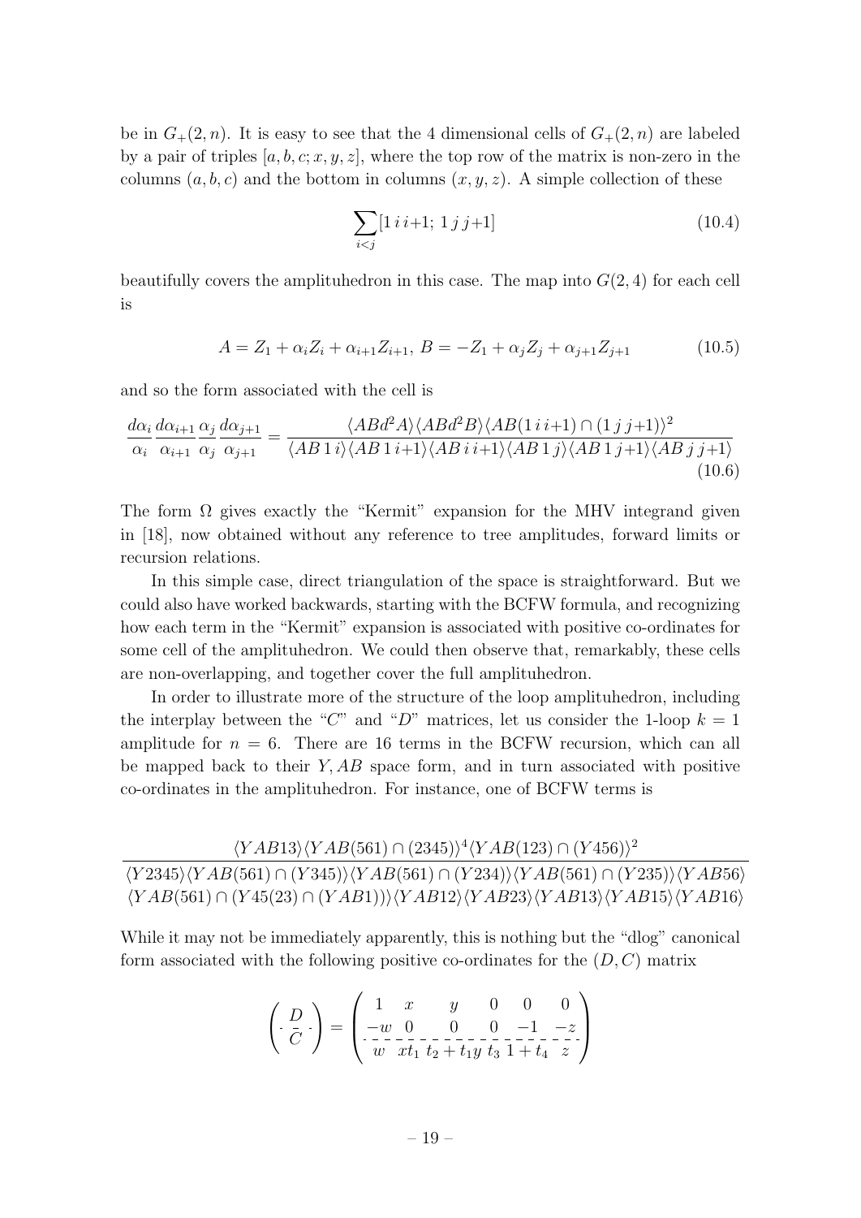be in $G_+(2,n)$. It is easy to see that the 4 dimensional cells of $G_+(2,n)$ are labeled by a pair of triples $[a,b,c;x,y,z]$, where the top row of the matrix is non-zero in the columns $(a,b,c)$ and the bottom in columns $(x,y,z)$. A simple collection of these

$$\sum_{i<j} [1\, i\, i{+}1;\; 1\, j\, j{+}1] \tag{10.4}$$

beautifully covers the amplituhedron in this case. The map into $G(2,4)$ for each cell is

$$A = Z_1 + \alpha_i Z_i + \alpha_{i+1} Z_{i+1},\; B = -Z_1 + \alpha_j Z_j + \alpha_{j+1} Z_{j+1} \tag{10.5}$$

and so the form associated with the cell is

$$\frac{d\alpha_i}{\alpha_i}\frac{d\alpha_{i+1}}{\alpha_{i+1}}\frac{\alpha_j}{\alpha_j}\frac{d\alpha_{j+1}}{\alpha_{j+1}} = \frac{\langle ABd^2A\rangle\langle ABd^2B\rangle\langle AB(1\,i\,i{+}1)\cap(1\,j\,j{+}1)\rangle^2}{\langle AB\,1\,i\rangle\langle AB\,1\,i{+}1\rangle\langle AB\,i\,i{+}1\rangle\langle AB\,1\,j\rangle\langle AB\,1\,j{+}1\rangle\langle AB\,j\,j{+}1\rangle} \tag{10.6}$$

The form $\Omega$ gives exactly the "Kermit" expansion for the MHV integrand given in [18], now obtained without any reference to tree amplitudes, forward limits or recursion relations.

In this simple case, direct triangulation of the space is straightforward. But we could also have worked backwards, starting with the BCFW formula, and recognizing how each term in the "Kermit" expansion is associated with positive co-ordinates for some cell of the amplituhedron. We could then observe that, remarkably, these cells are non-overlapping, and together cover the full amplituhedron.

In order to illustrate more of the structure of the loop amplituhedron, including the interplay between the "$C$" and "$D$" matrices, let us consider the 1-loop $k=1$ amplitude for $n=6$. There are 16 terms in the BCFW recursion, which can all be mapped back to their $Y,AB$ space form, and in turn associated with positive co-ordinates in the amplituhedron. For instance, one of BCFW terms is

$$\frac{\langle YAB13\rangle\langle YAB(561)\cap(2345)\rangle^4\langle YAB(123)\cap(Y456)\rangle^2}{\begin{array}{c}\langle Y2345\rangle\langle YAB(561)\cap(Y345)\rangle\langle YAB(561)\cap(Y234)\rangle\langle YAB(561)\cap(Y235)\rangle\langle YAB56\rangle\\ \langle YAB(561)\cap(Y45(23)\cap(YAB1))\rangle\langle YAB12\rangle\langle YAB23\rangle\langle YAB13\rangle\langle YAB15\rangle\langle YAB16\rangle\end{array}}$$

While it may not be immediately apparently, this is nothing but the "dlog" canonical form associated with the following positive co-ordinates for the $(D,C)$ matrix

$$\left(\begin{array}{c} D \\ \hline C \end{array}\right) = \left(\begin{array}{cccccc} 1 & x & y & 0 & 0 & 0 \\ -w & 0 & 0 & 0 & -1 & -z \\ \hline w & xt_1 & t_2 + t_1 y & t_3 & 1+t_4 & z \end{array}\right)$$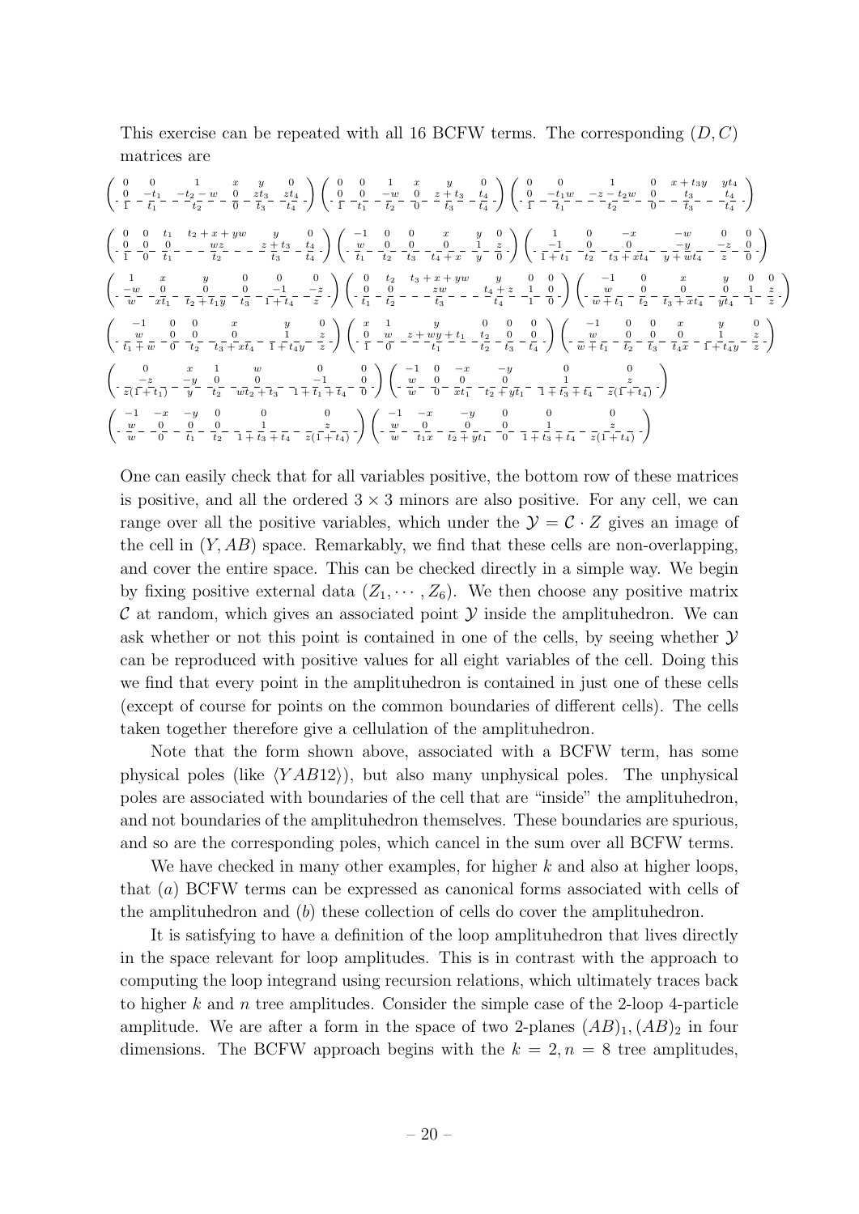This exercise can be repeated with all 16 BCFW terms. The corresponding $(D, C)$ matrices are

$$\begin{pmatrix} 0 & 0 & 1 & x & y & 0 \\ 0 & -t_1 & -t_2-w & 0 & zt_3 & zt_4 \\ \hline 1 & t_1 & t_2 & 0 & t_3 & t_4 \end{pmatrix} \begin{pmatrix} 0 & 0 & 1 & x & y & 0 \\ 0 & 0 & -w & 0 & z+t_3 & t_4 \\ \hline 1 & t_1 & t_2 & 0 & t_3 & t_4 \end{pmatrix} \begin{pmatrix} 0 & 0 & 1 & 0 & x+t_3y & yt_4 \\ 0 & -t_1w & -z-t_2w & 0 & t_3 & t_4 \\ \hline 1 & t_1 & t_2 & 0 & t_3 & t_4 \end{pmatrix}$$

$$\begin{pmatrix} 0 & 0 & t_1 & t_2+x+yw & y & 0 \\ 0 & 0 & 0 & wz & z+t_3 & t_4 \\ \hline 1 & 0 & t_1 & t_2 & t_3 & t_4 \end{pmatrix} \begin{pmatrix} -1 & 0 & 0 & x & y & 0 \\ w & 0 & 0 & 0 & 1 & z \\ \hline t_1 & t_2 & t_3 & t_4+x & y & 0 \end{pmatrix} \begin{pmatrix} 1 & 0 & -x & -w & 0 & 0 \\ -1 & 0 & 0 & -y & -z & 0 \\ \hline 1+t_1 & t_2 & t_3+xt_4 & y+wt_4 & z & 0 \end{pmatrix}$$

$$\begin{pmatrix} 1 & x & y & 0 & 0 & 0 \\ -w & 0 & 0 & 0 & -1 & -z \\ \hline w & xt_1 & t_2+t_1y & t_3 & 1+t_4 & z \end{pmatrix} \begin{pmatrix} 0 & t_2 & t_3+x+yw & y & 0 & 0 \\ 0 & 0 & zw & t_4+z & 1 & 0 \\ \hline t_1 & t_2 & t_3 & t_4 & 1 & 0 \end{pmatrix} \begin{pmatrix} -1 & 0 & x & y & 0 & 0 \\ w & 0 & 0 & 0 & 1 & z \\ \hline w+t_1 & t_2 & t_3+xt_4 & yt_4 & 1 & z \end{pmatrix}$$

$$\begin{pmatrix} -1 & 0 & 0 & x & y & 0 \\ w & 0 & 0 & 0 & 1 & z \\ \hline t_1+w & 0 & t_2 & t_3+xt_4 & 1+t_4y & z \end{pmatrix} \begin{pmatrix} x & 1 & y & 0 & 0 & 0 \\ 0 & w & z+wy+t_1 & t_2 & 0 & 0 \\ \hline 1 & 0 & t_1 & t_2 & t_3 & t_4 \end{pmatrix} \begin{pmatrix} -1 & 0 & 0 & x & y & 0 \\ w & 0 & 0 & 0 & 1 & z \\ \hline w+t_1 & t_2 & t_3 & t_4x & 1+t_4y & z \end{pmatrix}$$

$$\begin{pmatrix} 0 & x & 1 & w & 0 & 0 \\ -z & -y & 0 & 0 & -1 & 0 \\ \hline z(1+t_1) & y & t_2 & wt_2+t_3 & 1+t_1+t_4 & 0 \end{pmatrix} \begin{pmatrix} -1 & 0 & -x & -y & 0 & 0 \\ w & 0 & 0 & 0 & 1 & z \\ \hline w & 0 & xt_1 & t_2+yt_1 & 1+t_3+t_4 & z(1+t_4) \end{pmatrix}$$

$$\begin{pmatrix} -1 & -x & -y & 0 & 0 & 0 \\ w & 0 & 0 & 0 & 1 & z \\ \hline w & 0 & t_1 & t_2 & 1+t_3+t_4 & z(1+t_4) \end{pmatrix} \begin{pmatrix} -1 & -x & -y & 0 & 0 & 0 \\ w & 0 & 0 & 0 & 1 & z \\ \hline w & t_1x & t_2+yt_1 & 0 & 1+t_3+t_4 & z(1+t_4) \end{pmatrix}$$

One can easily check that for all variables positive, the bottom row of these matrices is positive, and all the ordered $3\times 3$ minors are also positive. For any cell, we can range over all the positive variables, which under the $\mathcal{Y} = \mathcal{C}\cdot Z$ gives an image of the cell in $(Y, AB)$ space. Remarkably, we find that these cells are non-overlapping, and cover the entire space. This can be checked directly in a simple way. We begin by fixing positive external data $(Z_1, \cdots, Z_6)$. We then choose any positive matrix $\mathcal{C}$ at random, which gives an associated point $\mathcal{Y}$ inside the amplituhedron. We can ask whether or not this point is contained in one of the cells, by seeing whether $\mathcal{Y}$ can be reproduced with positive values for all eight variables of the cell. Doing this we find that every point in the amplituhedron is contained in just one of these cells (except of course for points on the common boundaries of different cells). The cells taken together therefore give a cellulation of the amplituhedron.

Note that the form shown above, associated with a BCFW term, has some physical poles (like $\langle YAB12\rangle$), but also many unphysical poles. The unphysical poles are associated with boundaries of the cell that are "inside" the amplituhedron, and not boundaries of the amplituhedron themselves. These boundaries are spurious, and so are the corresponding poles, which cancel in the sum over all BCFW terms.

We have checked in many other examples, for higher $k$ and also at higher loops, that $(a)$ BCFW terms can be expressed as canonical forms associated with cells of the amplituhedron and $(b)$ these collection of cells do cover the amplituhedron.

It is satisfying to have a definition of the loop amplituhedron that lives directly in the space relevant for loop amplitudes. This is in contrast with the approach to computing the loop integrand using recursion relations, which ultimately traces back to higher $k$ and $n$ tree amplitudes. Consider the simple case of the 2-loop 4-particle amplitude. We are after a form in the space of two 2-planes $(AB)_1, (AB)_2$ in four dimensions. The BCFW approach begins with the $k = 2, n = 8$ tree amplitudes,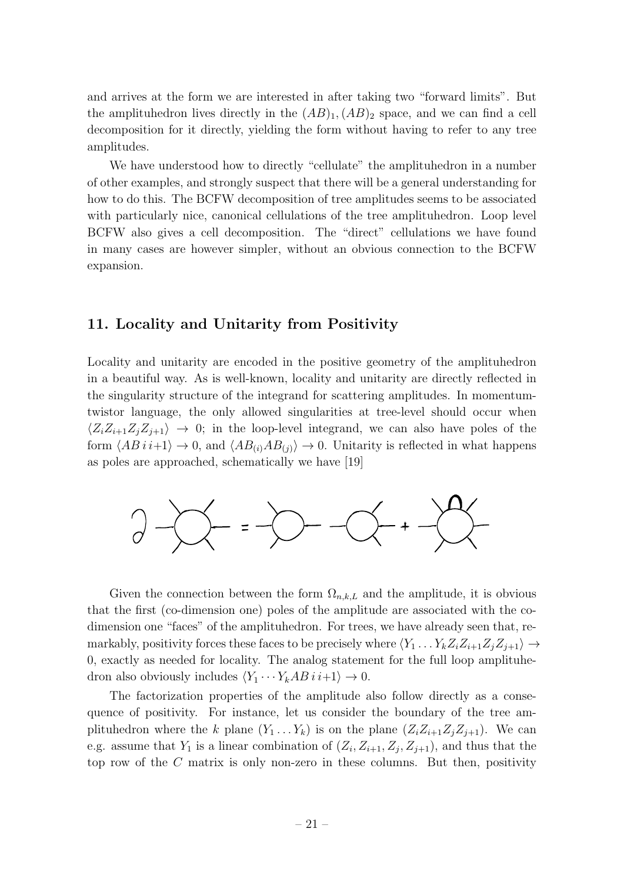and arrives at the form we are interested in after taking two "forward limits". But the amplituhedron lives directly in the $(AB)_1, (AB)_2$ space, and we can find a cell decomposition for it directly, yielding the form without having to refer to any tree amplitudes.

We have understood how to directly "cellulate" the amplituhedron in a number of other examples, and strongly suspect that there will be a general understanding for how to do this. The BCFW decomposition of tree amplitudes seems to be associated with particularly nice, canonical cellulations of the tree amplituhedron. Loop level BCFW also gives a cell decomposition. The "direct" cellulations we have found in many cases are however simpler, without an obvious connection to the BCFW expansion.

## 11. Locality and Unitarity from Positivity

Locality and unitarity are encoded in the positive geometry of the amplituhedron in a beautiful way. As is well-known, locality and unitarity are directly reflected in the singularity structure of the integrand for scattering amplitudes. In momentum-twistor language, the only allowed singularities at tree-level should occur when $\langle Z_i Z_{i+1} Z_j Z_{j+1}\rangle \to 0$; in the loop-level integrand, we can also have poles of the form $\langle AB\, i\, i{+}1\rangle \to 0$, and $\langle AB_{(i)} AB_{(j)}\rangle \to 0$. Unitarity is reflected in what happens as poles are approached, schematically we have [19]

Given the connection between the form $\Omega_{n,k,L}$ and the amplitude, it is obvious that the first (co-dimension one) poles of the amplitude are associated with the co-dimension one "faces" of the amplituhedron. For trees, we have already seen that, remarkably, positivity forces these faces to be precisely where $\langle Y_1 \ldots Y_k Z_i Z_{i+1} Z_j Z_{j+1}\rangle \to 0$, exactly as needed for locality. The analog statement for the full loop amplituhedron also obviously includes $\langle Y_1 \cdots Y_k AB\, i\, i{+}1\rangle \to 0$.

The factorization properties of the amplitude also follow directly as a consequence of positivity. For instance, let us consider the boundary of the tree amplituhedron where the $k$ plane $(Y_1 \ldots Y_k)$ is on the plane $(Z_i Z_{i+1} Z_j Z_{j+1})$. We can e.g. assume that $Y_1$ is a linear combination of $(Z_i, Z_{i+1}, Z_j, Z_{j+1})$, and thus that the top row of the $C$ matrix is only non-zero in these columns. But then, positivity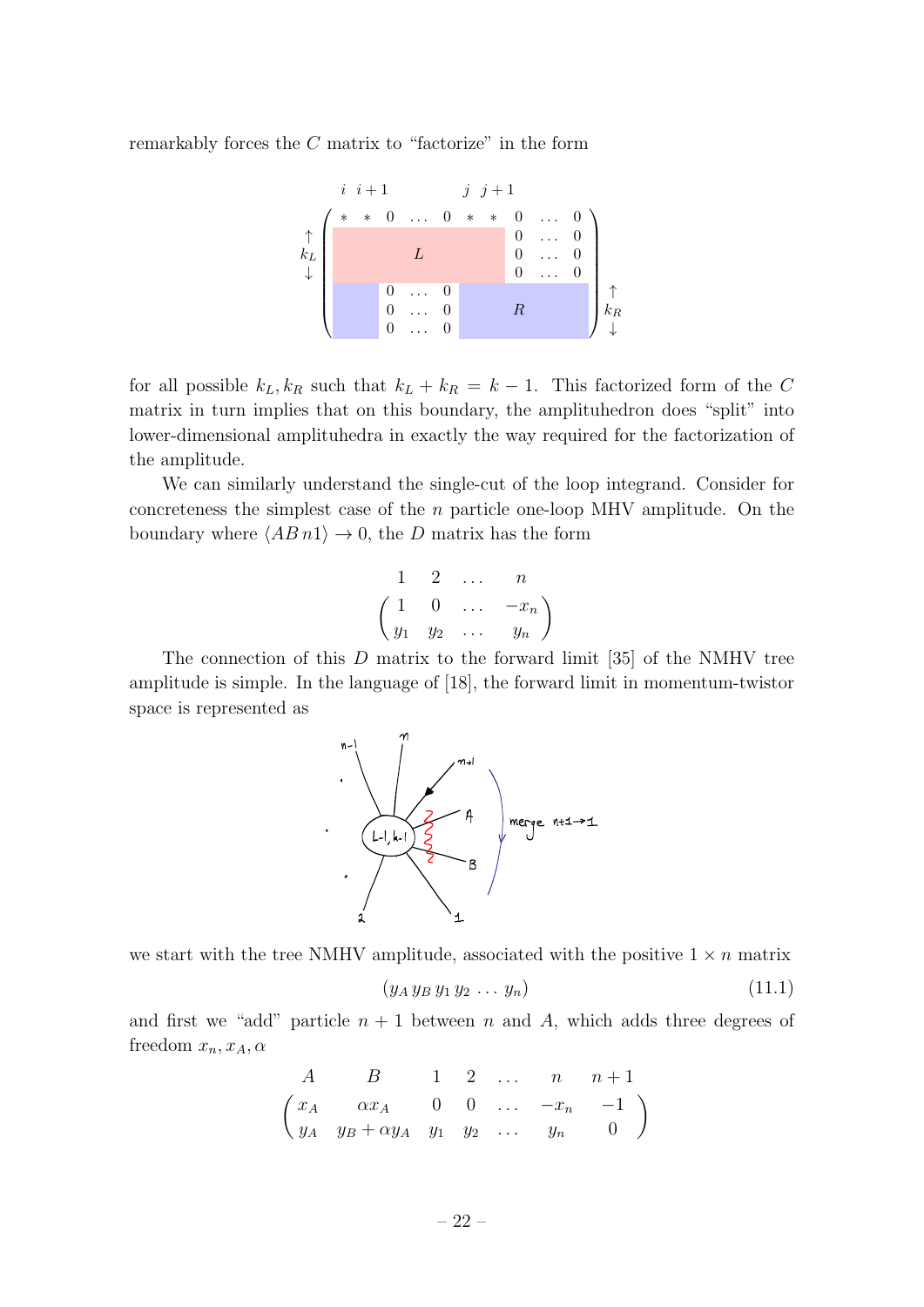remarkably forces the $C$ matrix to "factorize" in the form

$$
\begin{array}{c}
\begin{array}{cccccccccc}
i & i+1 & & & j & j+1 & & & &
\end{array}\\
\begin{array}{c}\uparrow\\ k_L\\ \downarrow\end{array}
\begin{pmatrix}
* & * & 0 & \dots & 0 & * & * & 0 & \dots & 0\\
 & & & & & & & 0 & \dots & 0\\
 & & & L & & & & 0 & \dots & 0\\
 & & & & & & & 0 & \dots & 0\\
 & & 0 & \dots & 0 & & & & & \\
 & & 0 & \dots & 0 & & & R & & \\
 & & 0 & \dots & 0 & & & & &
\end{pmatrix}
\begin{array}{c}\uparrow\\ k_R\\ \downarrow\end{array}
\end{array}
$$

for all possible $k_L, k_R$ such that $k_L + k_R = k - 1$. This factorized form of the $C$ matrix in turn implies that on this boundary, the amplituhedron does "split" into lower-dimensional amplituhedra in exactly the way required for the factorization of the amplitude.

We can similarly understand the single-cut of the loop integrand. Consider for concreteness the simplest case of the $n$ particle one-loop MHV amplitude. On the boundary where $\langle AB\, n1\rangle \to 0$, the $D$ matrix has the form

$$
\begin{array}{cccc}
1 & 2 & \dots & n
\end{array}
$$
$$
\begin{pmatrix}
1 & 0 & \dots & -x_n\\
y_1 & y_2 & \dots & y_n
\end{pmatrix}
$$

The connection of this $D$ matrix to the forward limit [35] of the NMHV tree amplitude is simple. In the language of [18], the forward limit in momentum-twistor space is represented as

we start with the tree NMHV amplitude, associated with the positive $1 \times n$ matrix

$$
(y_A\, y_B\, y_1\, y_2\, \dots\, y_n) \tag{11.1}
$$

and first we "add" particle $n+1$ between $n$ and $A$, which adds three degrees of freedom $x_n, x_A, \alpha$

$$
\begin{array}{ccccccc}
A & B & 1 & 2 & \dots & n & n+1
\end{array}
$$
$$
\begin{pmatrix}
x_A & \alpha x_A & 0 & 0 & \dots & -x_n & -1\\
y_A & y_B + \alpha y_A & y_1 & y_2 & \dots & y_n & 0
\end{pmatrix}
$$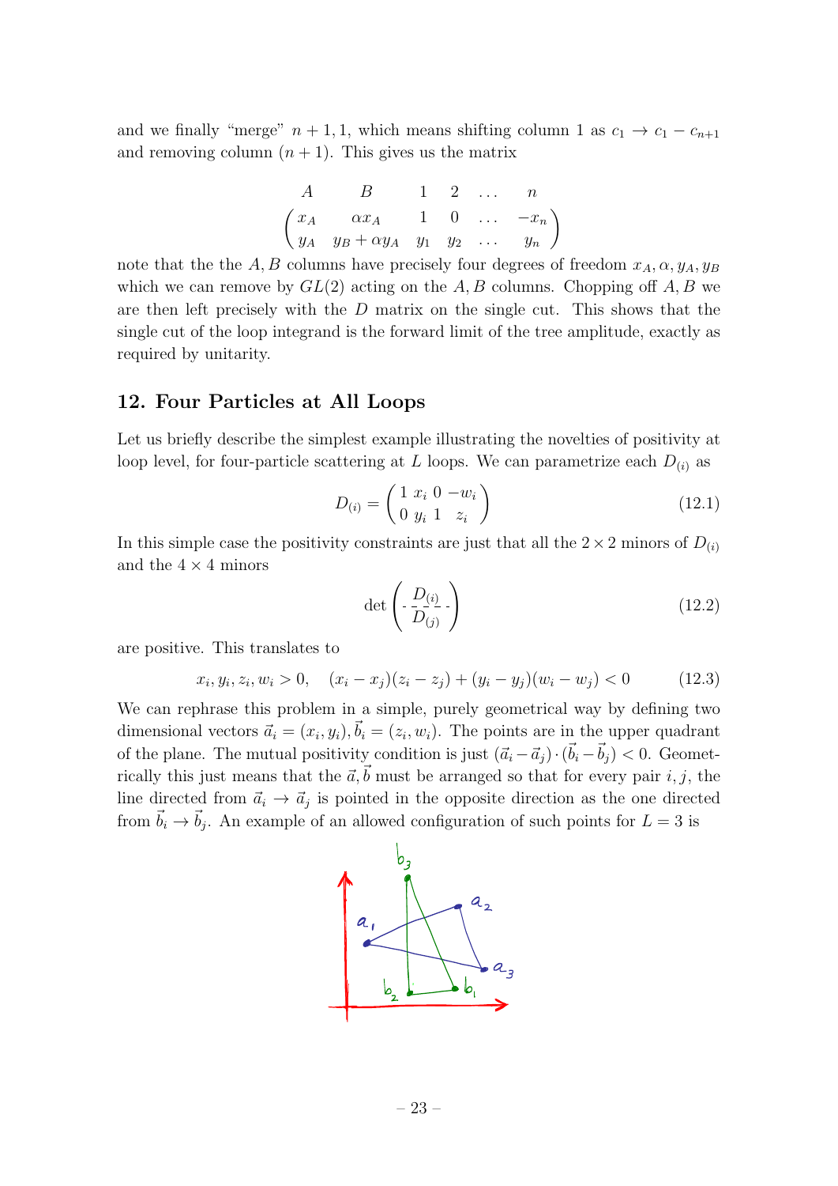and we finally "merge" $n+1, 1$, which means shifting column 1 as $c_1 \to c_1 - c_{n+1}$ and removing column $(n+1)$. This gives us the matrix

$$
\begin{array}{ccccccc}
A & B & 1 & 2 & \dots & n \\
\end{array}
$$
$$
\begin{pmatrix} x_A & \alpha x_A & 1 & 0 & \dots & -x_n \\ y_A & y_B + \alpha y_A & y_1 & y_2 & \dots & y_n \end{pmatrix}
$$

note that the the $A, B$ columns have precisely four degrees of freedom $x_A, \alpha, y_A, y_B$ which we can remove by $GL(2)$ acting on the $A, B$ columns. Chopping off $A, B$ we are then left precisely with the $D$ matrix on the single cut. This shows that the single cut of the loop integrand is the forward limit of the tree amplitude, exactly as required by unitarity.

## 12. Four Particles at All Loops

Let us briefly describe the simplest example illustrating the novelties of positivity at loop level, for four-particle scattering at $L$ loops. We can parametrize each $D_{(i)}$ as

$$
D_{(i)} = \begin{pmatrix} 1 & x_i & 0 & -w_i \\ 0 & y_i & 1 & z_i \end{pmatrix} \tag{12.1}
$$

In this simple case the positivity constraints are just that all the $2 \times 2$ minors of $D_{(i)}$ and the $4 \times 4$ minors

$$
\det \begin{pmatrix} D_{(i)} \\ \hline D_{(j)} \end{pmatrix} \tag{12.2}
$$

are positive. This translates to

$$
x_i, y_i, z_i, w_i > 0, \quad (x_i - x_j)(z_i - z_j) + (y_i - y_j)(w_i - w_j) < 0 \tag{12.3}
$$

We can rephrase this problem in a simple, purely geometrical way by defining two dimensional vectors $\vec{a}_i = (x_i, y_i), \vec{b}_i = (z_i, w_i)$. The points are in the upper quadrant of the plane. The mutual positivity condition is just $(\vec{a}_i - \vec{a}_j) \cdot (\vec{b}_i - \vec{b}_j) < 0$. Geometrically this just means that the $\vec{a}, \vec{b}$ must be arranged so that for every pair $i, j$, the line directed from $\vec{a}_i \to \vec{a}_j$ is pointed in the opposite direction as the one directed from $\vec{b}_i \to \vec{b}_j$. An example of an allowed configuration of such points for $L = 3$ is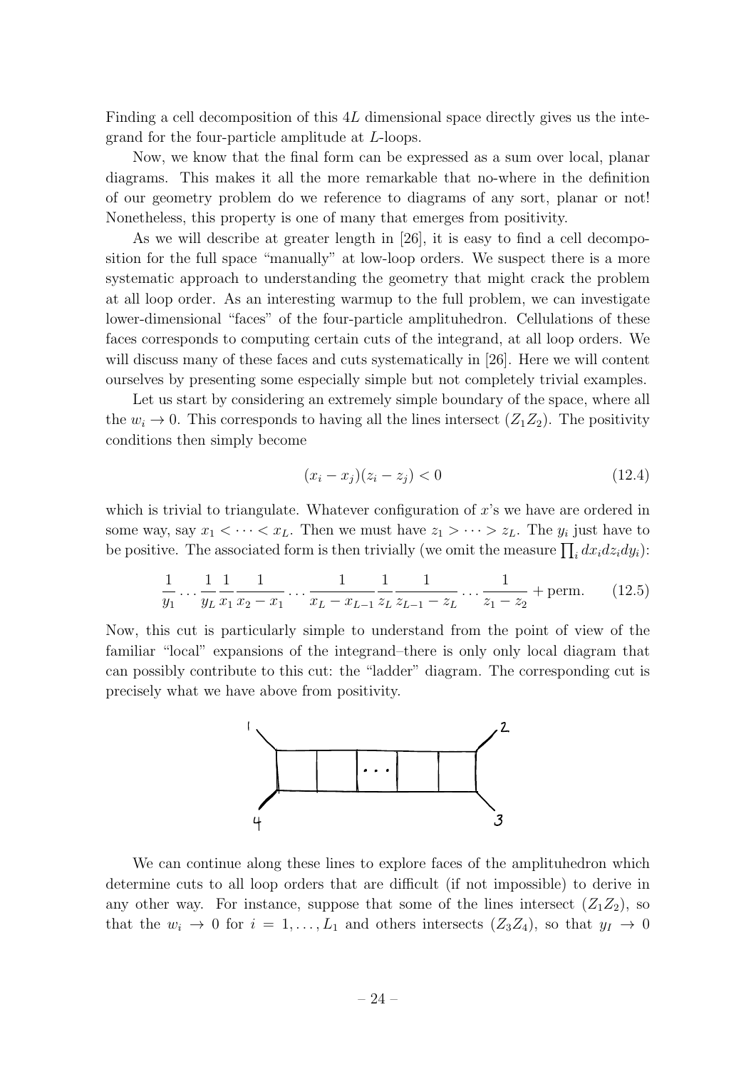Finding a cell decomposition of this $4L$ dimensional space directly gives us the integrand for the four-particle amplitude at $L$-loops.

Now, we know that the final form can be expressed as a sum over local, planar diagrams. This makes it all the more remarkable that no-where in the definition of our geometry problem do we reference to diagrams of any sort, planar or not! Nonetheless, this property is one of many that emerges from positivity.

As we will describe at greater length in [26], it is easy to find a cell decomposition for the full space "manually" at low-loop orders. We suspect there is a more systematic approach to understanding the geometry that might crack the problem at all loop order. As an interesting warmup to the full problem, we can investigate lower-dimensional "faces" of the four-particle amplituhedron. Cellulations of these faces corresponds to computing certain cuts of the integrand, at all loop orders. We will discuss many of these faces and cuts systematically in [26]. Here we will content ourselves by presenting some especially simple but not completely trivial examples.

Let us start by considering an extremely simple boundary of the space, where all the $w_i \to 0$. This corresponds to having all the lines intersect $(Z_1 Z_2)$. The positivity conditions then simply become

$$(x_i - x_j)(z_i - z_j) < 0 \tag{12.4}$$

which is trivial to triangulate. Whatever configuration of $x$'s we have are ordered in some way, say $x_1 < \cdots < x_L$. Then we must have $z_1 > \cdots > z_L$. The $y_i$ just have to be positive. The associated form is then trivially (we omit the measure $\prod_i dx_i dz_i dy_i$):

$$\frac{1}{y_1} \cdots \frac{1}{y_L} \frac{1}{x_1} \frac{1}{x_2 - x_1} \cdots \frac{1}{x_L - x_{L-1}} \frac{1}{z_L} \frac{1}{z_{L-1} - z_L} \cdots \frac{1}{z_1 - z_2} + \text{perm.} \tag{12.5}$$

Now, this cut is particularly simple to understand from the point of view of the familiar "local" expansions of the integrand–there is only only local diagram that can possibly contribute to this cut: the "ladder" diagram. The corresponding cut is precisely what we have above from positivity.

We can continue along these lines to explore faces of the amplituhedron which determine cuts to all loop orders that are difficult (if not impossible) to derive in any other way. For instance, suppose that some of the lines intersect $(Z_1 Z_2)$, so that the $w_i \to 0$ for $i = 1, \ldots, L_1$ and others intersects $(Z_3 Z_4)$, so that $y_I \to 0$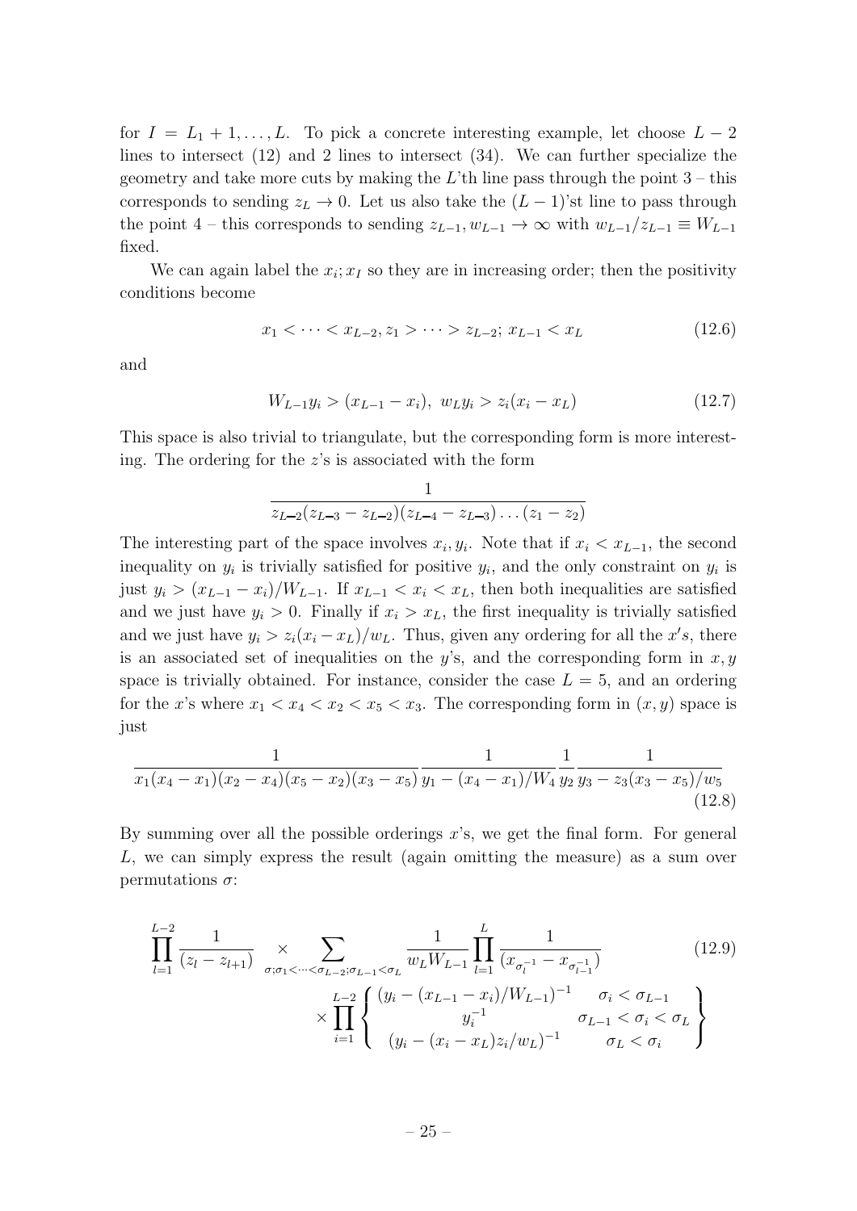for $I = L_1+1, \ldots, L$. To pick a concrete interesting example, let choose $L-2$ lines to intersect (12) and 2 lines to intersect (34). We can further specialize the geometry and take more cuts by making the $L$'th line pass through the point 3 – this corresponds to sending $z_L \to 0$. Let us also take the $(L-1)$'st line to pass through the point 4 – this corresponds to sending $z_{L-1}, w_{L-1} \to \infty$ with $w_{L-1}/z_{L-1} \equiv W_{L-1}$ fixed.

We can again label the $x_i; x_I$ so they are in increasing order; then the positivity conditions become

$$x_1 < \cdots < x_{L-2}, z_1 > \cdots > z_{L-2};\ x_{L-1} < x_L \tag{12.6}$$

and

$$W_{L-1} y_i > (x_{L-1} - x_i),\ \ w_L y_i > z_i(x_i - x_L) \tag{12.7}$$

This space is also trivial to triangulate, but the corresponding form is more interesting. The ordering for the $z$'s is associated with the form

$$\frac{1}{z_{L-2}(z_{L-3} - z_{L-2})(z_{L-4} - z_{L-3}) \ldots (z_1 - z_2)}$$

The interesting part of the space involves $x_i, y_i$. Note that if $x_i < x_{L-1}$, the second inequality on $y_i$ is trivially satisfied for positive $y_i$, and the only constraint on $y_i$ is just $y_i > (x_{L-1} - x_i)/W_{L-1}$. If $x_{L-1} < x_i < x_L$, then both inequalities are satisfied and we just have $y_i > 0$. Finally if $x_i > x_L$, the first inequality is trivially satisfied and we just have $y_i > z_i(x_i - x_L)/w_L$. Thus, given any ordering for all the $x's$, there is an associated set of inequalities on the $y$'s, and the corresponding form in $x, y$ space is trivially obtained. For instance, consider the case $L = 5$, and an ordering for the $x$'s where $x_1 < x_4 < x_2 < x_5 < x_3$. The corresponding form in $(x, y)$ space is just

$$\frac{1}{x_1(x_4 - x_1)(x_2 - x_4)(x_5 - x_2)(x_3 - x_5)} \frac{1}{y_1 - (x_4 - x_1)/W_4} \frac{1}{y_2} \frac{1}{y_3 - z_3(x_3 - x_5)/w_5} \tag{12.8}$$

By summing over all the possible orderings $x$'s, we get the final form. For general $L$, we can simply express the result (again omitting the measure) as a sum over permutations $\sigma$:

$$\prod_{l=1}^{L-2} \frac{1}{(z_l - z_{l+1})} \times \sum_{\sigma;\sigma_1 < \cdots < \sigma_{L-2}; \sigma_{L-1} < \sigma_L} \frac{1}{w_L W_{L-1}} \prod_{l=1}^{L} \frac{1}{(x_{\sigma_l^{-1}} - x_{\sigma_{l-1}^{-1}})} \times \prod_{i=1}^{L-2} \left\{ \begin{array}{cc} (y_i - (x_{L-1} - x_i)/W_{L-1})^{-1} & \sigma_i < \sigma_{L-1} \\ y_i^{-1} & \sigma_{L-1} < \sigma_i < \sigma_L \\ (y_i - (x_i - x_L)z_i/w_L)^{-1} & \sigma_L < \sigma_i \end{array} \right\} \tag{12.9}$$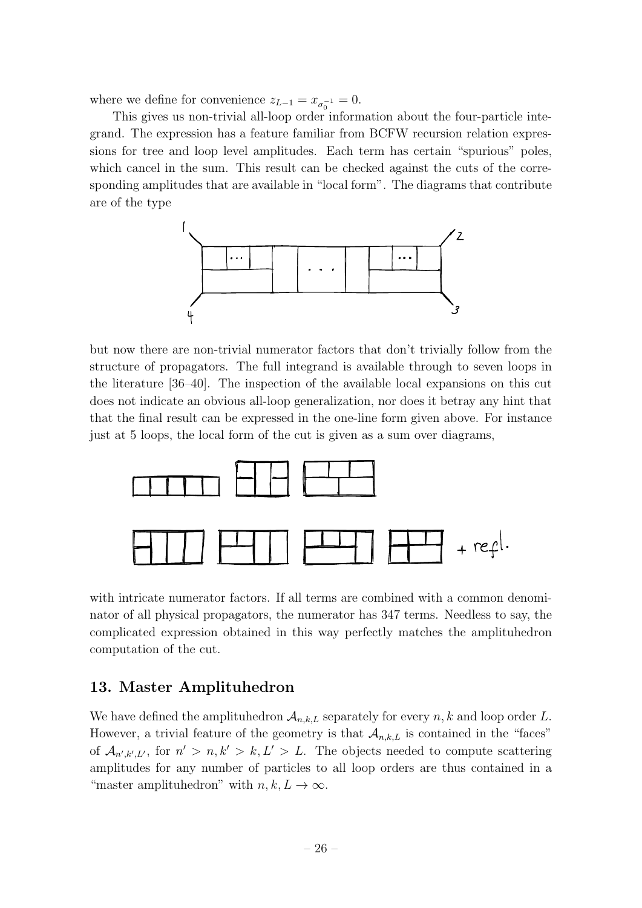where we define for convenience $z_{L-1} = x_{\sigma_0^{-1}} = 0$.

This gives us non-trivial all-loop order information about the four-particle integrand. The expression has a feature familiar from BCFW recursion relation expressions for tree and loop level amplitudes. Each term has certain "spurious" poles, which cancel in the sum. This result can be checked against the cuts of the corresponding amplitudes that are available in "local form". The diagrams that contribute are of the type

but now there are non-trivial numerator factors that don't trivially follow from the structure of propagators. The full integrand is available through to seven loops in the literature [36–40]. The inspection of the available local expansions on this cut does not indicate an obvious all-loop generalization, nor does it betray any hint that that the final result can be expressed in the one-line form given above. For instance just at 5 loops, the local form of the cut is given as a sum over diagrams,

with intricate numerator factors. If all terms are combined with a common denominator of all physical propagators, the numerator has 347 terms. Needless to say, the complicated expression obtained in this way perfectly matches the amplituhedron computation of the cut.

## 13. Master Amplituhedron

We have defined the amplituhedron $\mathcal{A}_{n,k,L}$ separately for every $n, k$ and loop order $L$. However, a trivial feature of the geometry is that $\mathcal{A}_{n,k,L}$ is contained in the "faces" of $\mathcal{A}_{n',k',L'}$, for $n' > n, k' > k, L' > L$. The objects needed to compute scattering amplitudes for any number of particles to all loop orders are thus contained in a "master amplituhedron" with $n, k, L \to \infty$.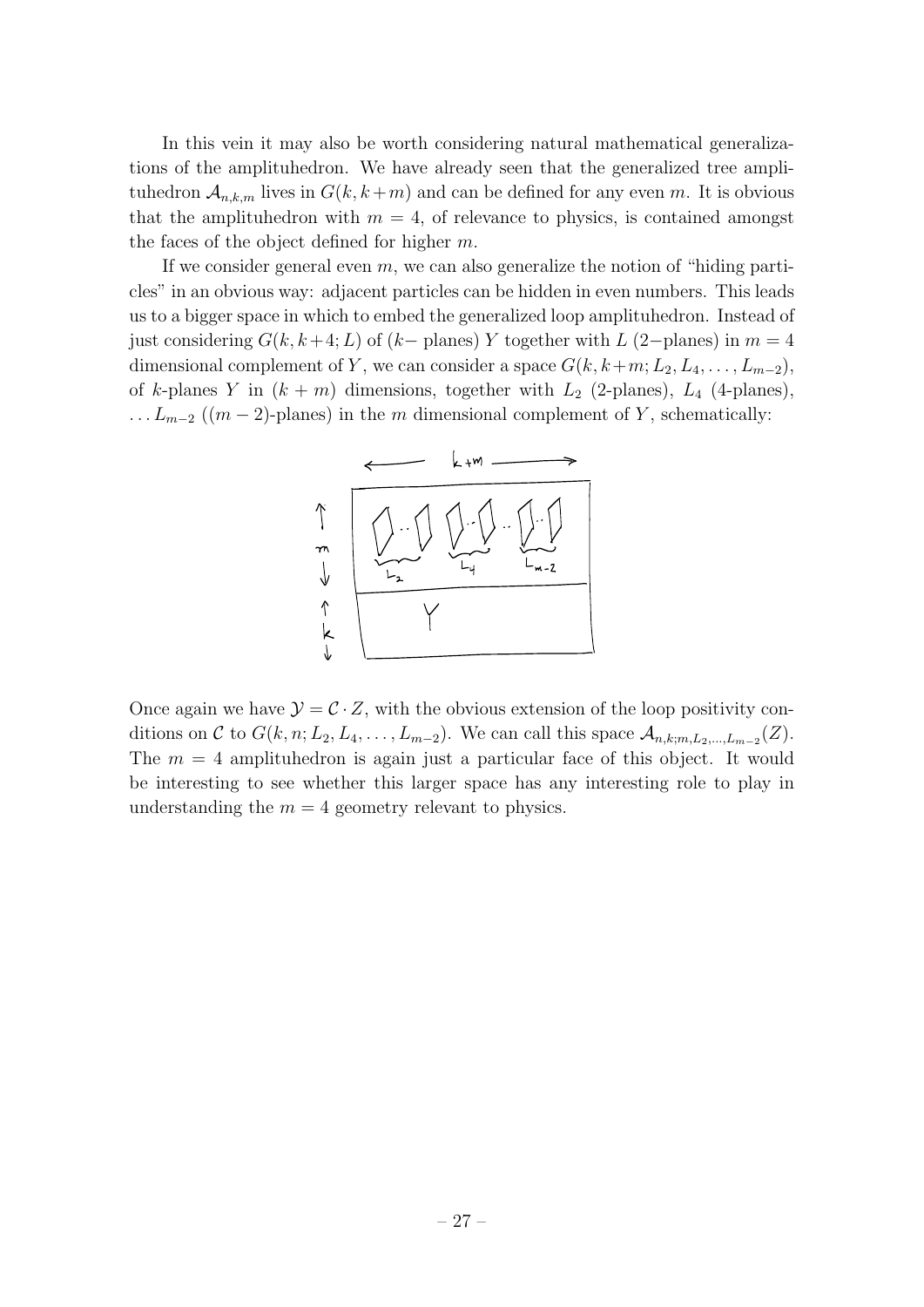In this vein it may also be worth considering natural mathematical generalizations of the amplituhedron. We have already seen that the generalized tree amplituhedron $\mathcal{A}_{n,k,m}$ lives in $G(k, k+m)$ and can be defined for any even $m$. It is obvious that the amplituhedron with $m = 4$, of relevance to physics, is contained amongst the faces of the object defined for higher $m$.

If we consider general even $m$, we can also generalize the notion of "hiding particles" in an obvious way: adjacent particles can be hidden in even numbers. This leads us to a bigger space in which to embed the generalized loop amplituhedron. Instead of just considering $G(k, k+4; L)$ of ($k-$ planes) $Y$ together with $L$ ($2-$planes) in $m = 4$ dimensional complement of $Y$, we can consider a space $G(k, k+m; L_2, L_4, \ldots, L_{m-2})$, of $k$-planes $Y$ in $(k + m)$ dimensions, together with $L_2$ (2-planes), $L_4$ (4-planes), $\ldots L_{m-2}$ ($(m-2)$-planes) in the $m$ dimensional complement of $Y$, schematically:

Once again we have $\mathcal{Y} = \mathcal{C} \cdot Z$, with the obvious extension of the loop positivity conditions on $\mathcal{C}$ to $G(k, n; L_2, L_4, \ldots, L_{m-2})$. We can call this space $\mathcal{A}_{n,k;m,L_2,\ldots,L_{m-2}}(Z)$. The $m = 4$ amplituhedron is again just a particular face of this object. It would be interesting to see whether this larger space has any interesting role to play in understanding the $m = 4$ geometry relevant to physics.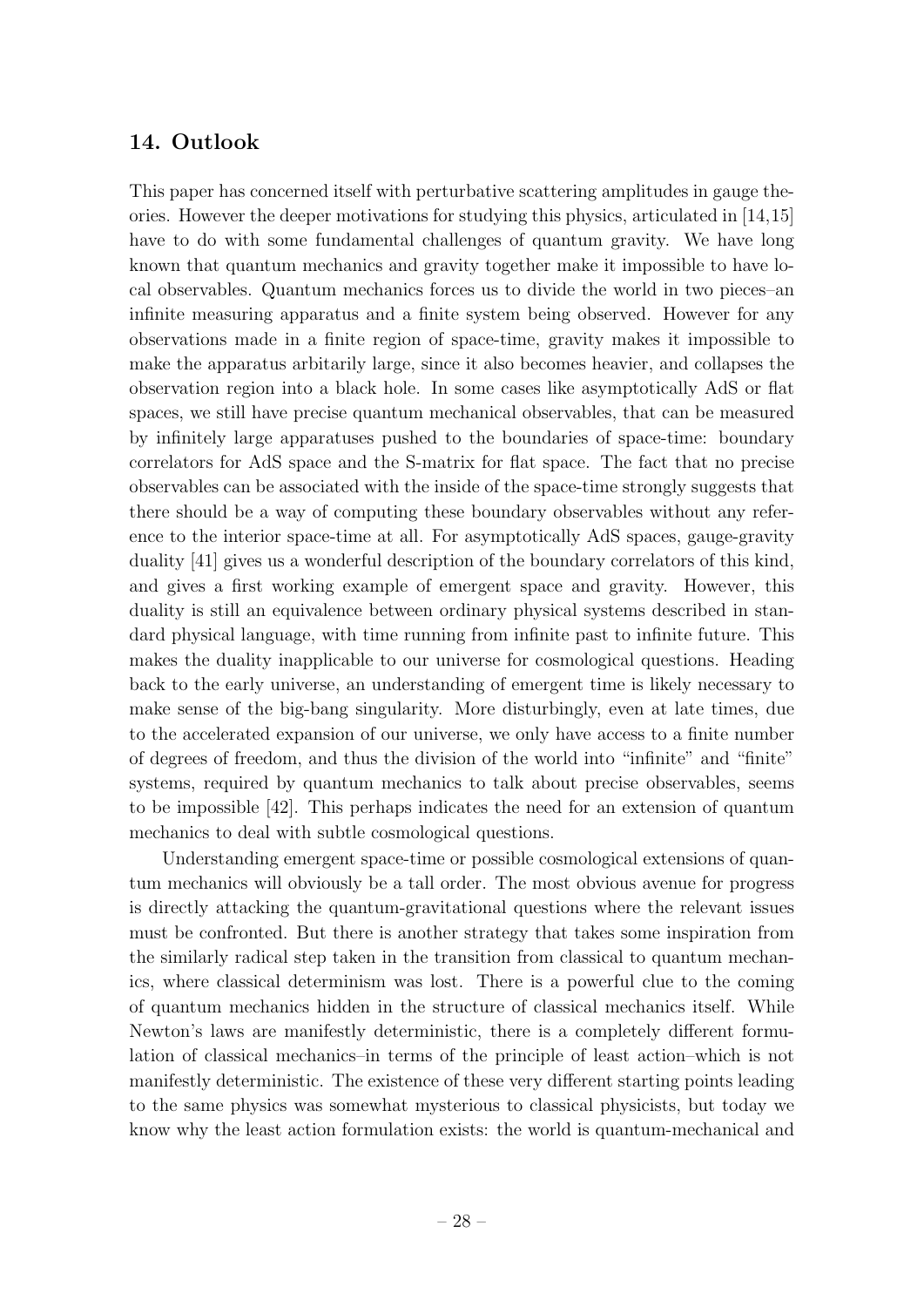## 14. Outlook

This paper has concerned itself with perturbative scattering amplitudes in gauge theories. However the deeper motivations for studying this physics, articulated in [14,15] have to do with some fundamental challenges of quantum gravity. We have long known that quantum mechanics and gravity together make it impossible to have local observables. Quantum mechanics forces us to divide the world in two pieces–an infinite measuring apparatus and a finite system being observed. However for any observations made in a finite region of space-time, gravity makes it impossible to make the apparatus arbitarily large, since it also becomes heavier, and collapses the observation region into a black hole. In some cases like asymptotically AdS or flat spaces, we still have precise quantum mechanical observables, that can be measured by infinitely large apparatuses pushed to the boundaries of space-time: boundary correlators for AdS space and the S-matrix for flat space. The fact that no precise observables can be associated with the inside of the space-time strongly suggests that there should be a way of computing these boundary observables without any reference to the interior space-time at all. For asymptotically AdS spaces, gauge-gravity duality [41] gives us a wonderful description of the boundary correlators of this kind, and gives a first working example of emergent space and gravity. However, this duality is still an equivalence between ordinary physical systems described in standard physical language, with time running from infinite past to infinite future. This makes the duality inapplicable to our universe for cosmological questions. Heading back to the early universe, an understanding of emergent time is likely necessary to make sense of the big-bang singularity. More disturbingly, even at late times, due to the accelerated expansion of our universe, we only have access to a finite number of degrees of freedom, and thus the division of the world into "infinite" and "finite" systems, required by quantum mechanics to talk about precise observables, seems to be impossible [42]. This perhaps indicates the need for an extension of quantum mechanics to deal with subtle cosmological questions.

Understanding emergent space-time or possible cosmological extensions of quantum mechanics will obviously be a tall order. The most obvious avenue for progress is directly attacking the quantum-gravitational questions where the relevant issues must be confronted. But there is another strategy that takes some inspiration from the similarly radical step taken in the transition from classical to quantum mechanics, where classical determinism was lost. There is a powerful clue to the coming of quantum mechanics hidden in the structure of classical mechanics itself. While Newton's laws are manifestly deterministic, there is a completely different formulation of classical mechanics–in terms of the principle of least action–which is not manifestly deterministic. The existence of these very different starting points leading to the same physics was somewhat mysterious to classical physicists, but today we know why the least action formulation exists: the world is quantum-mechanical and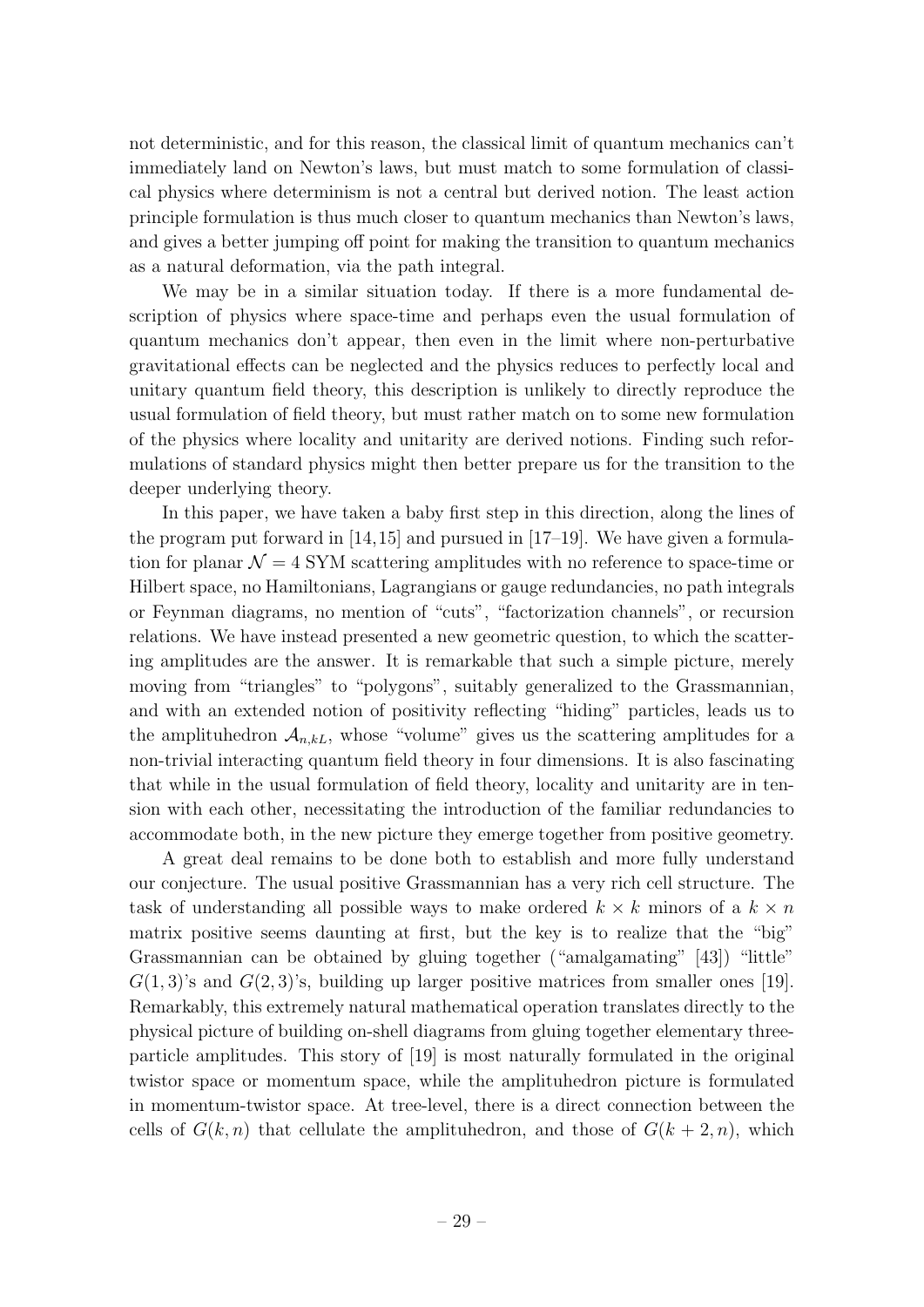not deterministic, and for this reason, the classical limit of quantum mechanics can't immediately land on Newton's laws, but must match to some formulation of classical physics where determinism is not a central but derived notion. The least action principle formulation is thus much closer to quantum mechanics than Newton's laws, and gives a better jumping off point for making the transition to quantum mechanics as a natural deformation, via the path integral.

We may be in a similar situation today. If there is a more fundamental description of physics where space-time and perhaps even the usual formulation of quantum mechanics don't appear, then even in the limit where non-perturbative gravitational effects can be neglected and the physics reduces to perfectly local and unitary quantum field theory, this description is unlikely to directly reproduce the usual formulation of field theory, but must rather match on to some new formulation of the physics where locality and unitarity are derived notions. Finding such reformulations of standard physics might then better prepare us for the transition to the deeper underlying theory.

In this paper, we have taken a baby first step in this direction, along the lines of the program put forward in [14,15] and pursued in [17–19]. We have given a formulation for planar $\mathcal{N} = 4$ SYM scattering amplitudes with no reference to space-time or Hilbert space, no Hamiltonians, Lagrangians or gauge redundancies, no path integrals or Feynman diagrams, no mention of "cuts", "factorization channels", or recursion relations. We have instead presented a new geometric question, to which the scattering amplitudes are the answer. It is remarkable that such a simple picture, merely moving from "triangles" to "polygons", suitably generalized to the Grassmannian, and with an extended notion of positivity reflecting "hiding" particles, leads us to the amplituhedron $\mathcal{A}_{n,kL}$, whose "volume" gives us the scattering amplitudes for a non-trivial interacting quantum field theory in four dimensions. It is also fascinating that while in the usual formulation of field theory, locality and unitarity are in tension with each other, necessitating the introduction of the familiar redundancies to accommodate both, in the new picture they emerge together from positive geometry.

A great deal remains to be done both to establish and more fully understand our conjecture. The usual positive Grassmannian has a very rich cell structure. The task of understanding all possible ways to make ordered $k \times k$ minors of a $k \times n$ matrix positive seems daunting at first, but the key is to realize that the "big" Grassmannian can be obtained by gluing together ("amalgamating" [43]) "little" $G(1,3)$'s and $G(2,3)$'s, building up larger positive matrices from smaller ones [19]. Remarkably, this extremely natural mathematical operation translates directly to the physical picture of building on-shell diagrams from gluing together elementary three-particle amplitudes. This story of [19] is most naturally formulated in the original twistor space or momentum space, while the amplituhedron picture is formulated in momentum-twistor space. At tree-level, there is a direct connection between the cells of $G(k,n)$ that cellulate the amplituhedron, and those of $G(k+2,n)$, which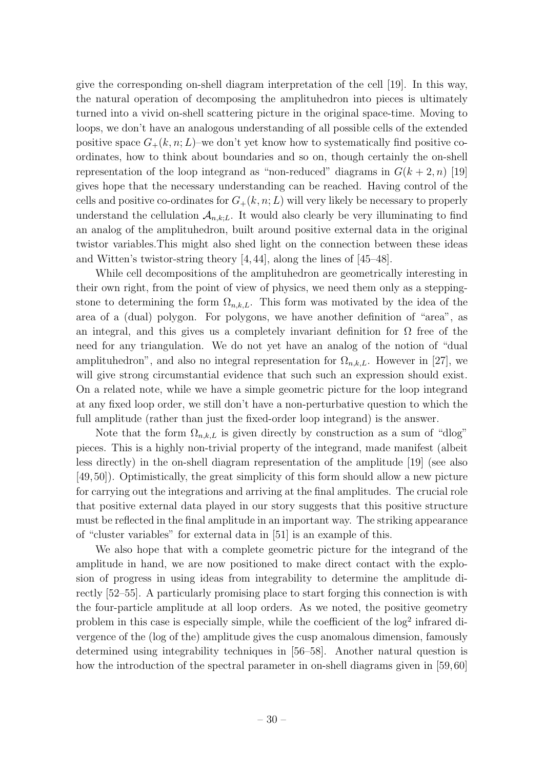give the corresponding on-shell diagram interpretation of the cell [19]. In this way, the natural operation of decomposing the amplituhedron into pieces is ultimately turned into a vivid on-shell scattering picture in the original space-time. Moving to loops, we don't have an analogous understanding of all possible cells of the extended positive space $G_+(k, n; L)$–we don't yet know how to systematically find positive co-ordinates, how to think about boundaries and so on, though certainly the on-shell representation of the loop integrand as "non-reduced" diagrams in $G(k+2, n)$ [19] gives hope that the necessary understanding can be reached. Having control of the cells and positive co-ordinates for $G_+(k, n; L)$ will very likely be necessary to properly understand the cellulation $\mathcal{A}_{n,k;L}$. It would also clearly be very illuminating to find an analog of the amplituhedron, built around positive external data in the original twistor variables.This might also shed light on the connection between these ideas and Witten's twistor-string theory [4, 44], along the lines of [45–48].

While cell decompositions of the amplituhedron are geometrically interesting in their own right, from the point of view of physics, we need them only as a stepping-stone to determining the form $\Omega_{n,k,L}$. This form was motivated by the idea of the area of a (dual) polygon. For polygons, we have another definition of "area", as an integral, and this gives us a completely invariant definition for $\Omega$ free of the need for any triangulation. We do not yet have an analog of the notion of "dual amplituhedron", and also no integral representation for $\Omega_{n,k,L}$. However in [27], we will give strong circumstantial evidence that such such an expression should exist. On a related note, while we have a simple geometric picture for the loop integrand at any fixed loop order, we still don't have a non-perturbative question to which the full amplitude (rather than just the fixed-order loop integrand) is the answer.

Note that the form $\Omega_{n,k,L}$ is given directly by construction as a sum of "dlog" pieces. This is a highly non-trivial property of the integrand, made manifest (albeit less directly) in the on-shell diagram representation of the amplitude [19] (see also [49, 50]). Optimistically, the great simplicity of this form should allow a new picture for carrying out the integrations and arriving at the final amplitudes. The crucial role that positive external data played in our story suggests that this positive structure must be reflected in the final amplitude in an important way. The striking appearance of "cluster variables" for external data in [51] is an example of this.

We also hope that with a complete geometric picture for the integrand of the amplitude in hand, we are now positioned to make direct contact with the explosion of progress in using ideas from integrability to determine the amplitude directly [52–55]. A particularly promising place to start forging this connection is with the four-particle amplitude at all loop orders. As we noted, the positive geometry problem in this case is especially simple, while the coefficient of the $\log^2$ infrared divergence of the (log of the) amplitude gives the cusp anomalous dimension, famously determined using integrability techniques in [56–58]. Another natural question is how the introduction of the spectral parameter in on-shell diagrams given in [59, 60]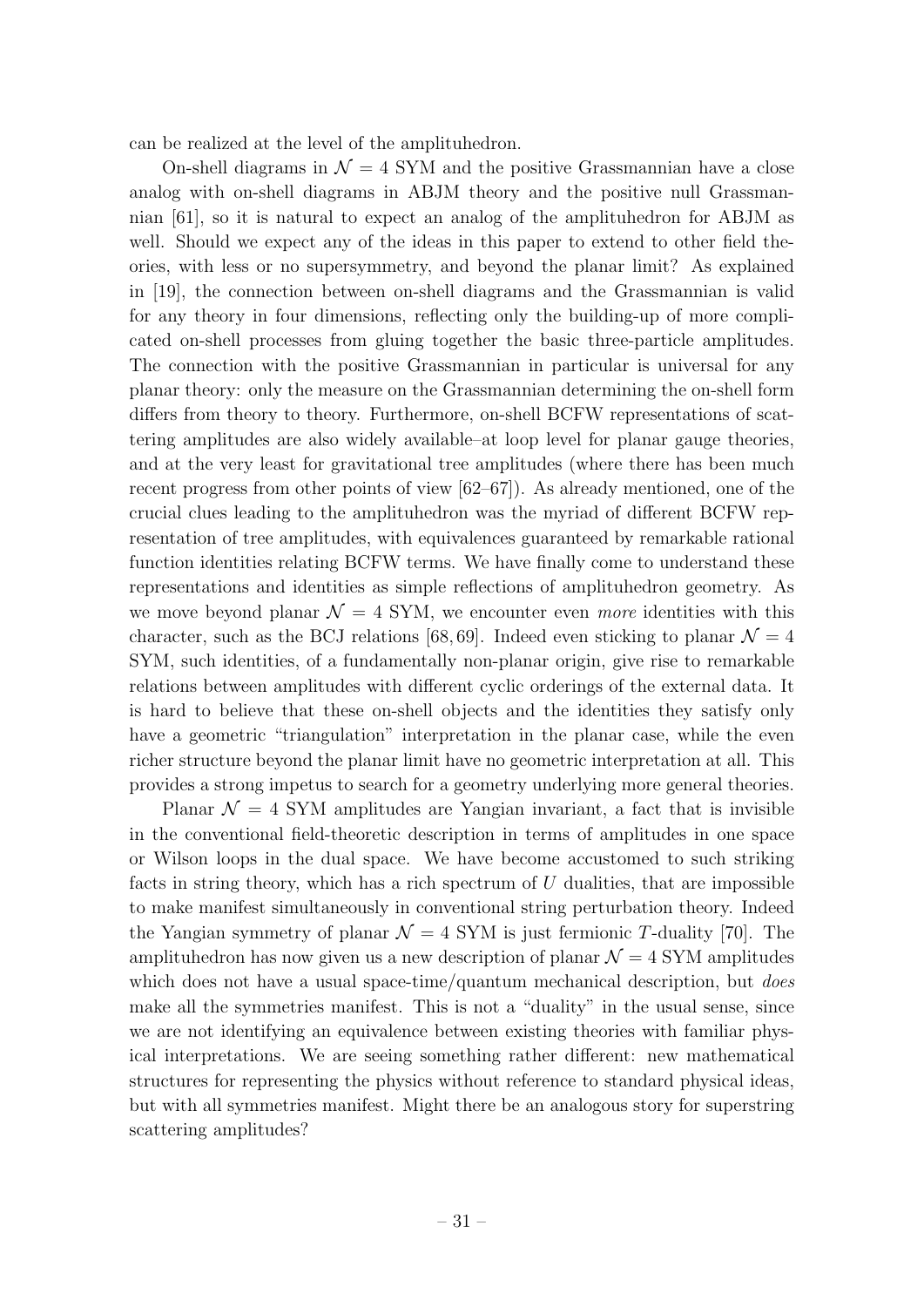can be realized at the level of the amplituhedron.

On-shell diagrams in $\mathcal{N}=4$ SYM and the positive Grassmannian have a close analog with on-shell diagrams in ABJM theory and the positive null Grassmannian [61], so it is natural to expect an analog of the amplituhedron for ABJM as well. Should we expect any of the ideas in this paper to extend to other field theories, with less or no supersymmetry, and beyond the planar limit? As explained in [19], the connection between on-shell diagrams and the Grassmannian is valid for any theory in four dimensions, reflecting only the building-up of more complicated on-shell processes from gluing together the basic three-particle amplitudes. The connection with the positive Grassmannian in particular is universal for any planar theory: only the measure on the Grassmannian determining the on-shell form differs from theory to theory. Furthermore, on-shell BCFW representations of scattering amplitudes are also widely available–at loop level for planar gauge theories, and at the very least for gravitational tree amplitudes (where there has been much recent progress from other points of view [62–67]). As already mentioned, one of the crucial clues leading to the amplituhedron was the myriad of different BCFW representation of tree amplitudes, with equivalences guaranteed by remarkable rational function identities relating BCFW terms. We have finally come to understand these representations and identities as simple reflections of amplituhedron geometry. As we move beyond planar $\mathcal{N}=4$ SYM, we encounter even *more* identities with this character, such as the BCJ relations [68, 69]. Indeed even sticking to planar $\mathcal{N}=4$ SYM, such identities, of a fundamentally non-planar origin, give rise to remarkable relations between amplitudes with different cyclic orderings of the external data. It is hard to believe that these on-shell objects and the identities they satisfy only have a geometric "triangulation" interpretation in the planar case, while the even richer structure beyond the planar limit have no geometric interpretation at all. This provides a strong impetus to search for a geometry underlying more general theories.

Planar $\mathcal{N}=4$ SYM amplitudes are Yangian invariant, a fact that is invisible in the conventional field-theoretic description in terms of amplitudes in one space or Wilson loops in the dual space. We have become accustomed to such striking facts in string theory, which has a rich spectrum of $U$ dualities, that are impossible to make manifest simultaneously in conventional string perturbation theory. Indeed the Yangian symmetry of planar $\mathcal{N}=4$ SYM is just fermionic $T$-duality [70]. The amplituhedron has now given us a new description of planar $\mathcal{N}=4$ SYM amplitudes which does not have a usual space-time/quantum mechanical description, but *does* make all the symmetries manifest. This is not a "duality" in the usual sense, since we are not identifying an equivalence between existing theories with familiar physical interpretations. We are seeing something rather different: new mathematical structures for representing the physics without reference to standard physical ideas, but with all symmetries manifest. Might there be an analogous story for superstring scattering amplitudes?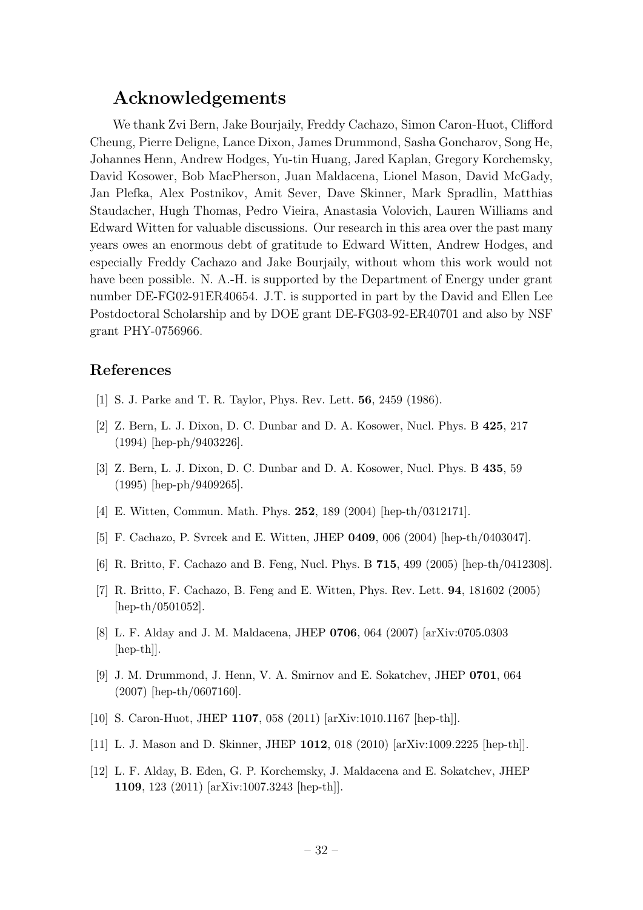## Acknowledgements

We thank Zvi Bern, Jake Bourjaily, Freddy Cachazo, Simon Caron-Huot, Clifford Cheung, Pierre Deligne, Lance Dixon, James Drummond, Sasha Goncharov, Song He, Johannes Henn, Andrew Hodges, Yu-tin Huang, Jared Kaplan, Gregory Korchemsky, David Kosower, Bob MacPherson, Juan Maldacena, Lionel Mason, David McGady, Jan Plefka, Alex Postnikov, Amit Sever, Dave Skinner, Mark Spradlin, Matthias Staudacher, Hugh Thomas, Pedro Vieira, Anastasia Volovich, Lauren Williams and Edward Witten for valuable discussions. Our research in this area over the past many years owes an enormous debt of gratitude to Edward Witten, Andrew Hodges, and especially Freddy Cachazo and Jake Bourjaily, without whom this work would not have been possible. N. A.-H. is supported by the Department of Energy under grant number DE-FG02-91ER40654. J.T. is supported in part by the David and Ellen Lee Postdoctoral Scholarship and by DOE grant DE-FG03-92-ER40701 and also by NSF grant PHY-0756966.

## References

[1] S. J. Parke and T. R. Taylor, Phys. Rev. Lett. **56**, 2459 (1986).

[2] Z. Bern, L. J. Dixon, D. C. Dunbar and D. A. Kosower, Nucl. Phys. B **425**, 217 (1994) [hep-ph/9403226].

[3] Z. Bern, L. J. Dixon, D. C. Dunbar and D. A. Kosower, Nucl. Phys. B **435**, 59 (1995) [hep-ph/9409265].

[4] E. Witten, Commun. Math. Phys. **252**, 189 (2004) [hep-th/0312171].

[5] F. Cachazo, P. Svrcek and E. Witten, JHEP **0409**, 006 (2004) [hep-th/0403047].

[6] R. Britto, F. Cachazo and B. Feng, Nucl. Phys. B **715**, 499 (2005) [hep-th/0412308].

[7] R. Britto, F. Cachazo, B. Feng and E. Witten, Phys. Rev. Lett. **94**, 181602 (2005) [hep-th/0501052].

[8] L. F. Alday and J. M. Maldacena, JHEP **0706**, 064 (2007) [arXiv:0705.0303 [hep-th]].

[9] J. M. Drummond, J. Henn, V. A. Smirnov and E. Sokatchev, JHEP **0701**, 064 (2007) [hep-th/0607160].

[10] S. Caron-Huot, JHEP **1107**, 058 (2011) [arXiv:1010.1167 [hep-th]].

[11] L. J. Mason and D. Skinner, JHEP **1012**, 018 (2010) [arXiv:1009.2225 [hep-th]].

[12] L. F. Alday, B. Eden, G. P. Korchemsky, J. Maldacena and E. Sokatchev, JHEP **1109**, 123 (2011) [arXiv:1007.3243 [hep-th]].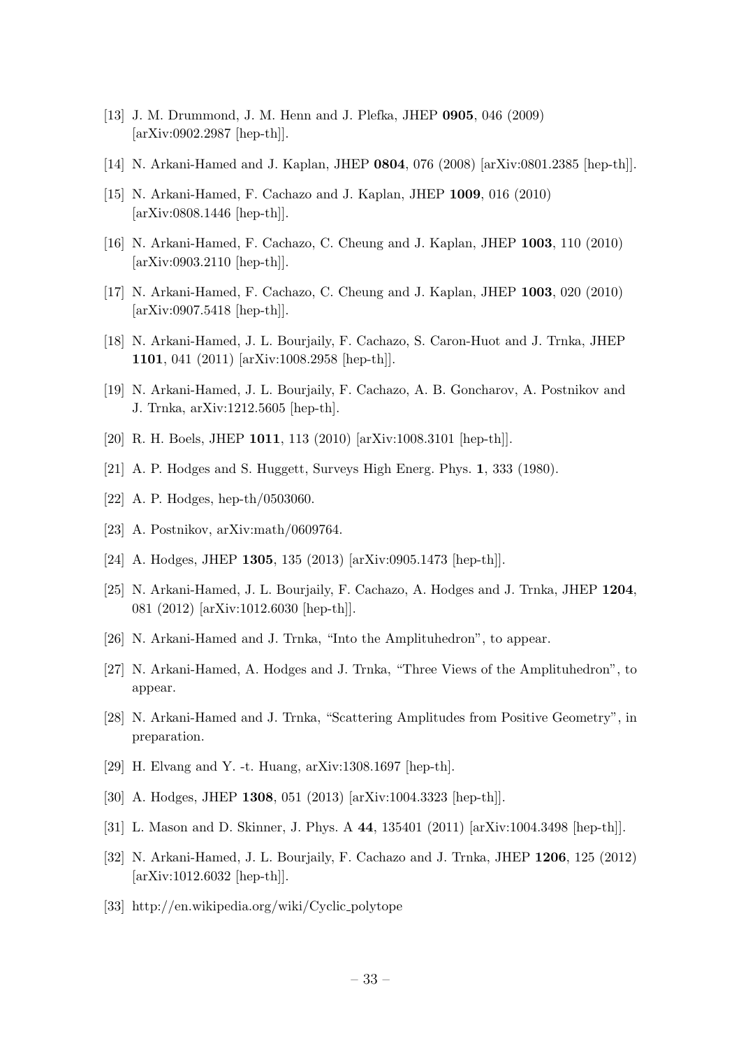[13] J. M. Drummond, J. M. Henn and J. Plefka, JHEP **0905**, 046 (2009) [arXiv:0902.2987 [hep-th]].

[14] N. Arkani-Hamed and J. Kaplan, JHEP **0804**, 076 (2008) [arXiv:0801.2385 [hep-th]].

[15] N. Arkani-Hamed, F. Cachazo and J. Kaplan, JHEP **1009**, 016 (2010) [arXiv:0808.1446 [hep-th]].

[16] N. Arkani-Hamed, F. Cachazo, C. Cheung and J. Kaplan, JHEP **1003**, 110 (2010) [arXiv:0903.2110 [hep-th]].

[17] N. Arkani-Hamed, F. Cachazo, C. Cheung and J. Kaplan, JHEP **1003**, 020 (2010) [arXiv:0907.5418 [hep-th]].

[18] N. Arkani-Hamed, J. L. Bourjaily, F. Cachazo, S. Caron-Huot and J. Trnka, JHEP **1101**, 041 (2011) [arXiv:1008.2958 [hep-th]].

[19] N. Arkani-Hamed, J. L. Bourjaily, F. Cachazo, A. B. Goncharov, A. Postnikov and J. Trnka, arXiv:1212.5605 [hep-th].

[20] R. H. Boels, JHEP **1011**, 113 (2010) [arXiv:1008.3101 [hep-th]].

[21] A. P. Hodges and S. Huggett, Surveys High Energ. Phys. **1**, 333 (1980).

[22] A. P. Hodges, hep-th/0503060.

[23] A. Postnikov, arXiv:math/0609764.

[24] A. Hodges, JHEP **1305**, 135 (2013) [arXiv:0905.1473 [hep-th]].

[25] N. Arkani-Hamed, J. L. Bourjaily, F. Cachazo, A. Hodges and J. Trnka, JHEP **1204**, 081 (2012) [arXiv:1012.6030 [hep-th]].

[26] N. Arkani-Hamed and J. Trnka, "Into the Amplituhedron", to appear.

[27] N. Arkani-Hamed, A. Hodges and J. Trnka, "Three Views of the Amplituhedron", to appear.

[28] N. Arkani-Hamed and J. Trnka, "Scattering Amplitudes from Positive Geometry", in preparation.

[29] H. Elvang and Y. -t. Huang, arXiv:1308.1697 [hep-th].

[30] A. Hodges, JHEP **1308**, 051 (2013) [arXiv:1004.3323 [hep-th]].

[31] L. Mason and D. Skinner, J. Phys. A **44**, 135401 (2011) [arXiv:1004.3498 [hep-th]].

[32] N. Arkani-Hamed, J. L. Bourjaily, F. Cachazo and J. Trnka, JHEP **1206**, 125 (2012) [arXiv:1012.6032 [hep-th]].

[33] http://en.wikipedia.org/wiki/Cyclic_polytope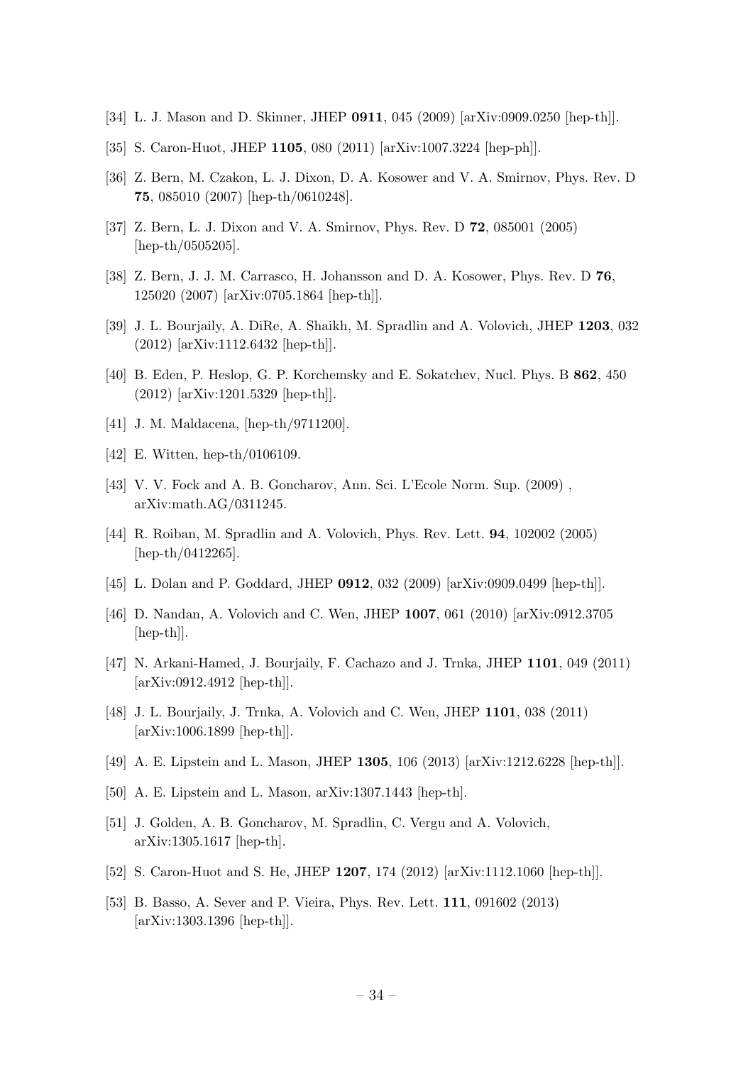[34] L. J. Mason and D. Skinner, JHEP **0911**, 045 (2009) [arXiv:0909.0250 [hep-th]].

[35] S. Caron-Huot, JHEP **1105**, 080 (2011) [arXiv:1007.3224 [hep-ph]].

[36] Z. Bern, M. Czakon, L. J. Dixon, D. A. Kosower and V. A. Smirnov, Phys. Rev. D **75**, 085010 (2007) [hep-th/0610248].

[37] Z. Bern, L. J. Dixon and V. A. Smirnov, Phys. Rev. D **72**, 085001 (2005) [hep-th/0505205].

[38] Z. Bern, J. J. M. Carrasco, H. Johansson and D. A. Kosower, Phys. Rev. D **76**, 125020 (2007) [arXiv:0705.1864 [hep-th]].

[39] J. L. Bourjaily, A. DiRe, A. Shaikh, M. Spradlin and A. Volovich, JHEP **1203**, 032 (2012) [arXiv:1112.6432 [hep-th]].

[40] B. Eden, P. Heslop, G. P. Korchemsky and E. Sokatchev, Nucl. Phys. B **862**, 450 (2012) [arXiv:1201.5329 [hep-th]].

[41] J. M. Maldacena, [hep-th/9711200].

[42] E. Witten, hep-th/0106109.

[43] V. V. Fock and A. B. Goncharov, Ann. Sci. L'Ecole Norm. Sup. (2009) , arXiv:math.AG/0311245.

[44] R. Roiban, M. Spradlin and A. Volovich, Phys. Rev. Lett. **94**, 102002 (2005) [hep-th/0412265].

[45] L. Dolan and P. Goddard, JHEP **0912**, 032 (2009) [arXiv:0909.0499 [hep-th]].

[46] D. Nandan, A. Volovich and C. Wen, JHEP **1007**, 061 (2010) [arXiv:0912.3705 [hep-th]].

[47] N. Arkani-Hamed, J. Bourjaily, F. Cachazo and J. Trnka, JHEP **1101**, 049 (2011) [arXiv:0912.4912 [hep-th]].

[48] J. L. Bourjaily, J. Trnka, A. Volovich and C. Wen, JHEP **1101**, 038 (2011) [arXiv:1006.1899 [hep-th]].

[49] A. E. Lipstein and L. Mason, JHEP **1305**, 106 (2013) [arXiv:1212.6228 [hep-th]].

[50] A. E. Lipstein and L. Mason, arXiv:1307.1443 [hep-th].

[51] J. Golden, A. B. Goncharov, M. Spradlin, C. Vergu and A. Volovich, arXiv:1305.1617 [hep-th].

[52] S. Caron-Huot and S. He, JHEP **1207**, 174 (2012) [arXiv:1112.1060 [hep-th]].

[53] B. Basso, A. Sever and P. Vieira, Phys. Rev. Lett. **111**, 091602 (2013) [arXiv:1303.1396 [hep-th]].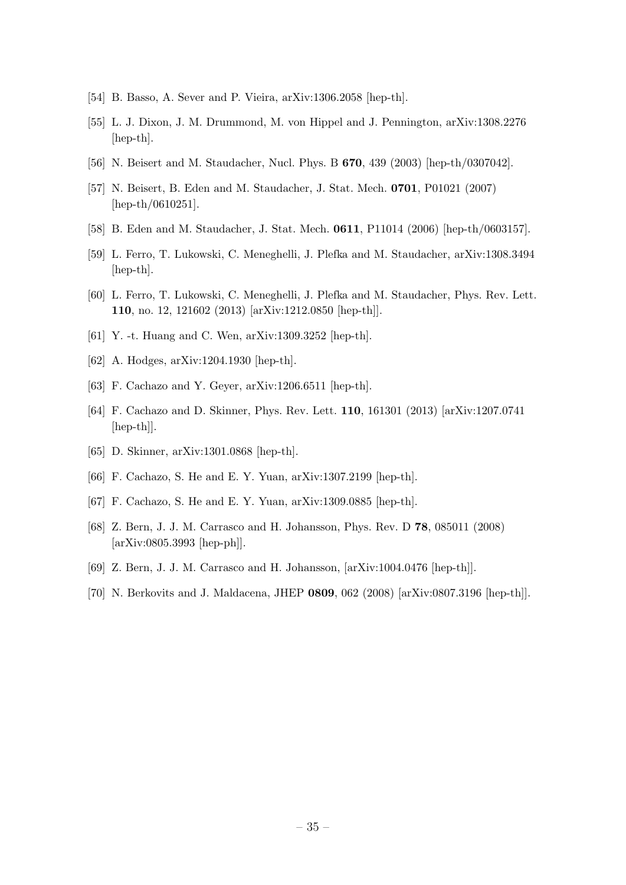[54] B. Basso, A. Sever and P. Vieira, arXiv:1306.2058 [hep-th].

[55] L. J. Dixon, J. M. Drummond, M. von Hippel and J. Pennington, arXiv:1308.2276 [hep-th].

[56] N. Beisert and M. Staudacher, Nucl. Phys. B **670**, 439 (2003) [hep-th/0307042].

[57] N. Beisert, B. Eden and M. Staudacher, J. Stat. Mech. **0701**, P01021 (2007) [hep-th/0610251].

[58] B. Eden and M. Staudacher, J. Stat. Mech. **0611**, P11014 (2006) [hep-th/0603157].

[59] L. Ferro, T. Lukowski, C. Meneghelli, J. Plefka and M. Staudacher, arXiv:1308.3494 [hep-th].

[60] L. Ferro, T. Lukowski, C. Meneghelli, J. Plefka and M. Staudacher, Phys. Rev. Lett. **110**, no. 12, 121602 (2013) [arXiv:1212.0850 [hep-th]].

[61] Y. -t. Huang and C. Wen, arXiv:1309.3252 [hep-th].

[62] A. Hodges, arXiv:1204.1930 [hep-th].

[63] F. Cachazo and Y. Geyer, arXiv:1206.6511 [hep-th].

[64] F. Cachazo and D. Skinner, Phys. Rev. Lett. **110**, 161301 (2013) [arXiv:1207.0741 [hep-th]].

[65] D. Skinner, arXiv:1301.0868 [hep-th].

[66] F. Cachazo, S. He and E. Y. Yuan, arXiv:1307.2199 [hep-th].

[67] F. Cachazo, S. He and E. Y. Yuan, arXiv:1309.0885 [hep-th].

[68] Z. Bern, J. J. M. Carrasco and H. Johansson, Phys. Rev. D **78**, 085011 (2008) [arXiv:0805.3993 [hep-ph]].

[69] Z. Bern, J. J. M. Carrasco and H. Johansson, [arXiv:1004.0476 [hep-th]].

[70] N. Berkovits and J. Maldacena, JHEP **0809**, 062 (2008) [arXiv:0807.3196 [hep-th]].